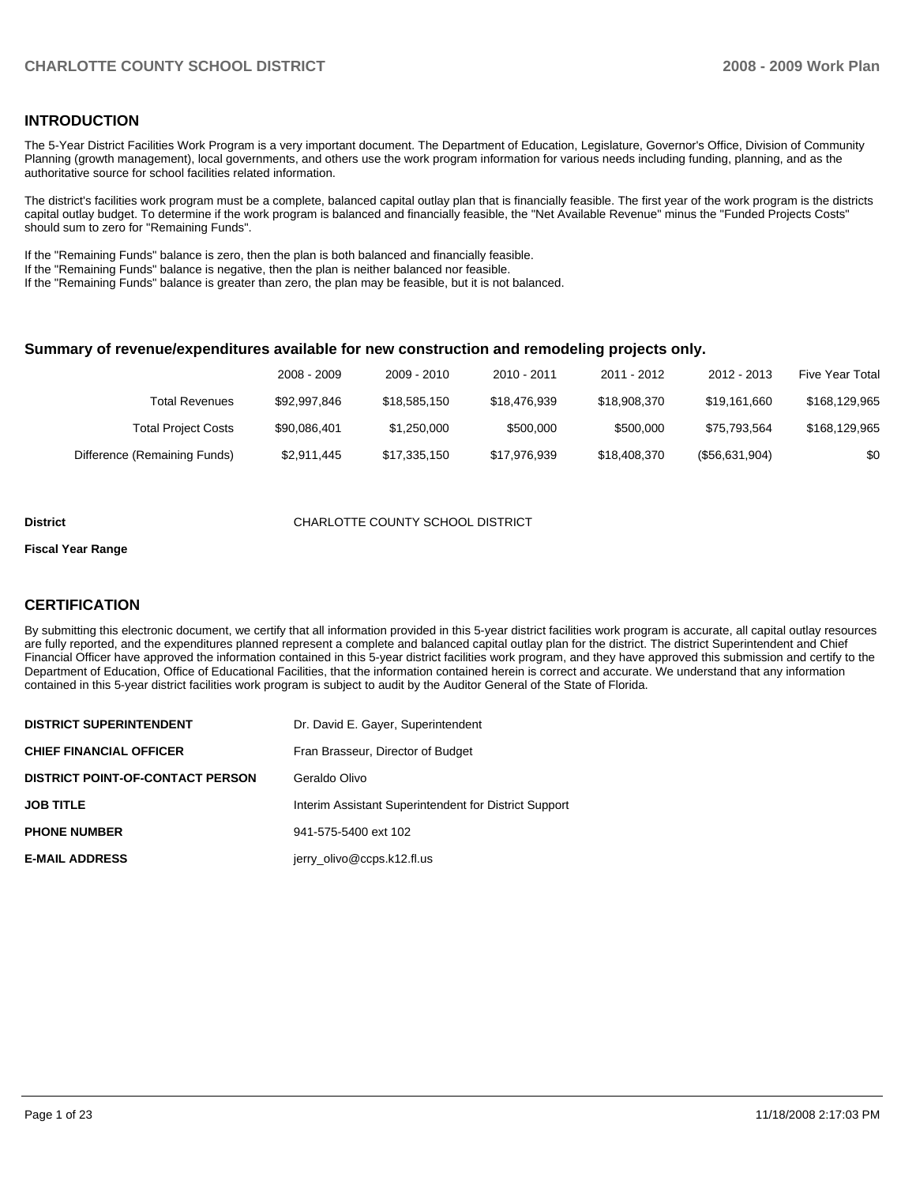## INTRODUCTION

The 5-Year District Facilities Work Program is a very important document. The Department of Education, Legislature, Governor's Office, Division of Community Planning (growth management), local governments, and others use the work program information for various needs including funding, planning, and as the authoritative source for school facilities related information.

The district's facilities work program must be a complete, balanced capital outlay plan that is financially feasible. The first year of the work program is the districts capital outlay budget. To determine if the work program is balanced and financially feasible, the "Net Available Revenue" minus the "Funded Projects Costs" should sum to zero for "Remaining Funds".

If the "Remaining Funds" balance is zero, then the plan is both balanced and financially feasible.
If the "Remaining Funds" balance is negative, then the plan is neither balanced nor feasible.
If the "Remaining Funds" balance is greater than zero, the plan may be feasible, but it is not balanced.

### Summary of revenue/expenditures available for new construction and remodeling projects only.

| | 2008 - 2009 | 2009 - 2010 | 2010 - 2011 | 2011 - 2012 | 2012 - 2013 | Five Year Total |
|---|---|---|---|---|---|---|
| Total Revenues | $92,997,846 | $18,585,150 | $18,476,939 | $18,908,370 | $19,161,660 | $168,129,965 |
| Total Project Costs | $90,086,401 | $1,250,000 | $500,000 | $500,000 | $75,793,564 | $168,129,965 |
| Difference (Remaining Funds) | $2,911,445 | $17,335,150 | $17,976,939 | $18,408,370 | ($56,631,904) | $0 |

**District** CHARLOTTE COUNTY SCHOOL DISTRICT

**Fiscal Year Range**

## CERTIFICATION

By submitting this electronic document, we certify that all information provided in this 5-year district facilities work program is accurate, all capital outlay resources are fully reported, and the expenditures planned represent a complete and balanced capital outlay plan for the district. The district Superintendent and Chief Financial Officer have approved the information contained in this 5-year district facilities work program, and they have approved this submission and certify to the Department of Education, Office of Educational Facilities, that the information contained herein is correct and accurate. We understand that any information contained in this 5-year district facilities work program is subject to audit by the Auditor General of the State of Florida.

| | |
|---|---|
| **DISTRICT SUPERINTENDENT** | Dr. David E. Gayer, Superintendent |
| **CHIEF FINANCIAL OFFICER** | Fran Brasseur, Director of Budget |
| **DISTRICT POINT-OF-CONTACT PERSON** | Geraldo Olivo |
| **JOB TITLE** | Interim Assistant Superintendent for District Support |
| **PHONE NUMBER** | 941-575-5400 ext 102 |
| **E-MAIL ADDRESS** | jerry_olivo@ccps.k12.fl.us |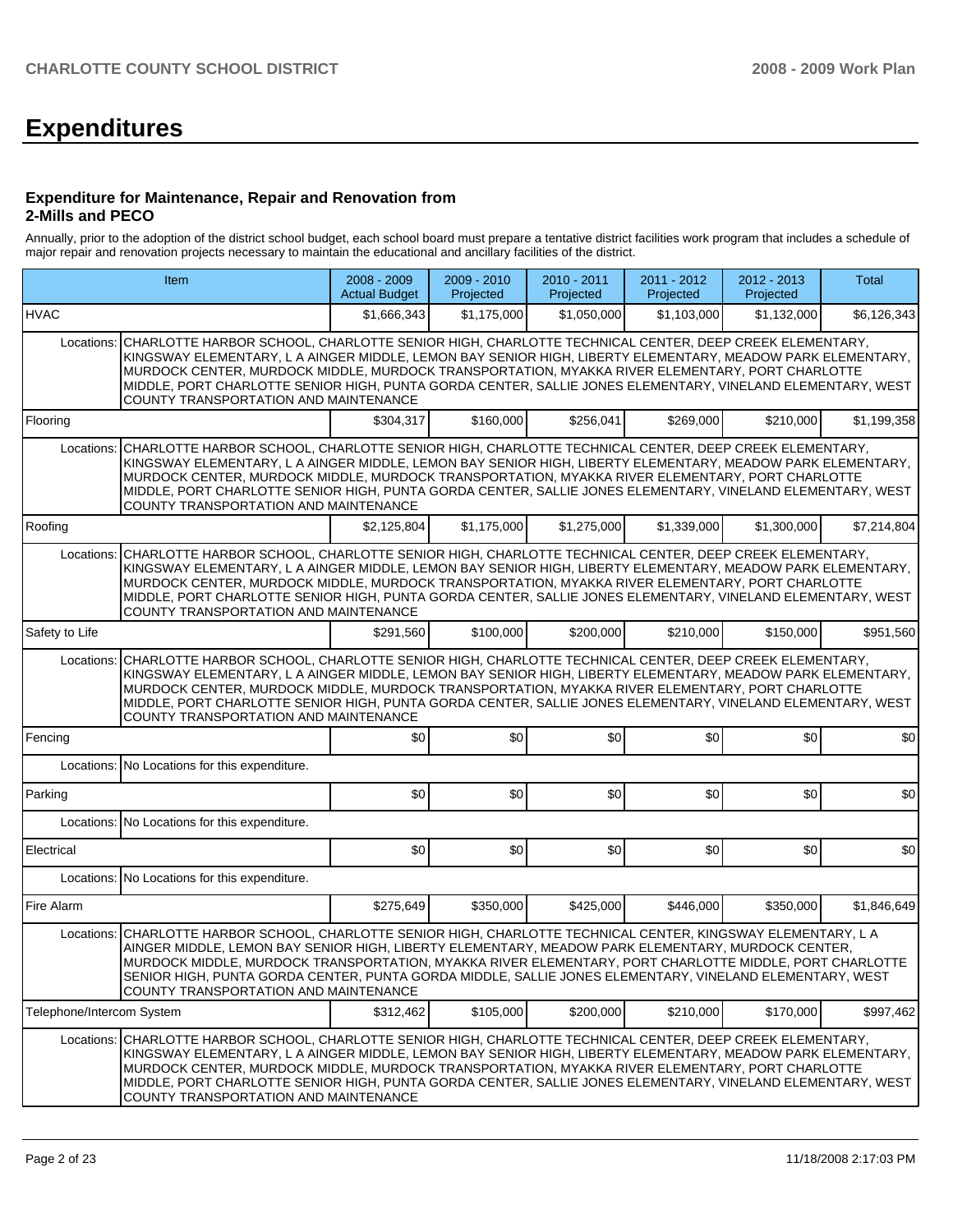# Expenditures

### Expenditure for Maintenance, Repair and Renovation from 2-Mills and PECO

Annually, prior to the adoption of the district school budget, each school board must prepare a tentative district facilities work program that includes a schedule of major repair and renovation projects necessary to maintain the educational and ancillary facilities of the district.

| Item | | 2008 - 2009 Actual Budget | 2009 - 2010 Projected | 2010 - 2011 Projected | 2011 - 2012 Projected | 2012 - 2013 Projected | Total |
|---|---|---|---|---|---|---|---|
| HVAC | | $1,666,343 | $1,175,000 | $1,050,000 | $1,103,000 | $1,132,000 | $6,126,343 |
| Locations: | CHARLOTTE HARBOR SCHOOL, CHARLOTTE SENIOR HIGH, CHARLOTTE TECHNICAL CENTER, DEEP CREEK ELEMENTARY, KINGSWAY ELEMENTARY, L A AINGER MIDDLE, LEMON BAY SENIOR HIGH, LIBERTY ELEMENTARY, MEADOW PARK ELEMENTARY, MURDOCK CENTER, MURDOCK MIDDLE, MURDOCK TRANSPORTATION, MYAKKA RIVER ELEMENTARY, PORT CHARLOTTE MIDDLE, PORT CHARLOTTE SENIOR HIGH, PUNTA GORDA CENTER, SALLIE JONES ELEMENTARY, VINELAND ELEMENTARY, WEST COUNTY TRANSPORTATION AND MAINTENANCE | | | | | | |
| Flooring | | $304,317 | $160,000 | $256,041 | $269,000 | $210,000 | $1,199,358 |
| Locations: | CHARLOTTE HARBOR SCHOOL, CHARLOTTE SENIOR HIGH, CHARLOTTE TECHNICAL CENTER, DEEP CREEK ELEMENTARY, KINGSWAY ELEMENTARY, L A AINGER MIDDLE, LEMON BAY SENIOR HIGH, LIBERTY ELEMENTARY, MEADOW PARK ELEMENTARY, MURDOCK CENTER, MURDOCK MIDDLE, MURDOCK TRANSPORTATION, MYAKKA RIVER ELEMENTARY, PORT CHARLOTTE MIDDLE, PORT CHARLOTTE SENIOR HIGH, PUNTA GORDA CENTER, SALLIE JONES ELEMENTARY, VINELAND ELEMENTARY, WEST COUNTY TRANSPORTATION AND MAINTENANCE | | | | | | |
| Roofing | | $2,125,804 | $1,175,000 | $1,275,000 | $1,339,000 | $1,300,000 | $7,214,804 |
| Locations: | CHARLOTTE HARBOR SCHOOL, CHARLOTTE SENIOR HIGH, CHARLOTTE TECHNICAL CENTER, DEEP CREEK ELEMENTARY, KINGSWAY ELEMENTARY, L A AINGER MIDDLE, LEMON BAY SENIOR HIGH, LIBERTY ELEMENTARY, MEADOW PARK ELEMENTARY, MURDOCK CENTER, MURDOCK MIDDLE, MURDOCK TRANSPORTATION, MYAKKA RIVER ELEMENTARY, PORT CHARLOTTE MIDDLE, PORT CHARLOTTE SENIOR HIGH, PUNTA GORDA CENTER, SALLIE JONES ELEMENTARY, VINELAND ELEMENTARY, WEST COUNTY TRANSPORTATION AND MAINTENANCE | | | | | | |
| Safety to Life | | $291,560 | $100,000 | $200,000 | $210,000 | $150,000 | $951,560 |
| Locations: | CHARLOTTE HARBOR SCHOOL, CHARLOTTE SENIOR HIGH, CHARLOTTE TECHNICAL CENTER, DEEP CREEK ELEMENTARY, KINGSWAY ELEMENTARY, L A AINGER MIDDLE, LEMON BAY SENIOR HIGH, LIBERTY ELEMENTARY, MEADOW PARK ELEMENTARY, MURDOCK CENTER, MURDOCK MIDDLE, MURDOCK TRANSPORTATION, MYAKKA RIVER ELEMENTARY, PORT CHARLOTTE MIDDLE, PORT CHARLOTTE SENIOR HIGH, PUNTA GORDA CENTER, SALLIE JONES ELEMENTARY, VINELAND ELEMENTARY, WEST COUNTY TRANSPORTATION AND MAINTENANCE | | | | | | |
| Fencing | | $0 | $0 | $0 | $0 | $0 | $0 |
| Locations: | No Locations for this expenditure. | | | | | | |
| Parking | | $0 | $0 | $0 | $0 | $0 | $0 |
| Locations: | No Locations for this expenditure. | | | | | | |
| Electrical | | $0 | $0 | $0 | $0 | $0 | $0 |
| Locations: | No Locations for this expenditure. | | | | | | |
| Fire Alarm | | $275,649 | $350,000 | $425,000 | $446,000 | $350,000 | $1,846,649 |
| Locations: | CHARLOTTE HARBOR SCHOOL, CHARLOTTE SENIOR HIGH, CHARLOTTE TECHNICAL CENTER, KINGSWAY ELEMENTARY, L A AINGER MIDDLE, LEMON BAY SENIOR HIGH, LIBERTY ELEMENTARY, MEADOW PARK ELEMENTARY, MURDOCK CENTER, MURDOCK MIDDLE, MURDOCK TRANSPORTATION, MYAKKA RIVER ELEMENTARY, PORT CHARLOTTE MIDDLE, PORT CHARLOTTE SENIOR HIGH, PUNTA GORDA CENTER, PUNTA GORDA MIDDLE, SALLIE JONES ELEMENTARY, VINELAND ELEMENTARY, WEST COUNTY TRANSPORTATION AND MAINTENANCE | | | | | | |
| Telephone/Intercom System | | $312,462 | $105,000 | $200,000 | $210,000 | $170,000 | $997,462 |
| Locations: | CHARLOTTE HARBOR SCHOOL, CHARLOTTE SENIOR HIGH, CHARLOTTE TECHNICAL CENTER, DEEP CREEK ELEMENTARY, KINGSWAY ELEMENTARY, L A AINGER MIDDLE, LEMON BAY SENIOR HIGH, LIBERTY ELEMENTARY, MEADOW PARK ELEMENTARY, MURDOCK CENTER, MURDOCK MIDDLE, MURDOCK TRANSPORTATION, MYAKKA RIVER ELEMENTARY, PORT CHARLOTTE MIDDLE, PORT CHARLOTTE SENIOR HIGH, PUNTA GORDA CENTER, SALLIE JONES ELEMENTARY, VINELAND ELEMENTARY, WEST COUNTY TRANSPORTATION AND MAINTENANCE | | | | | | |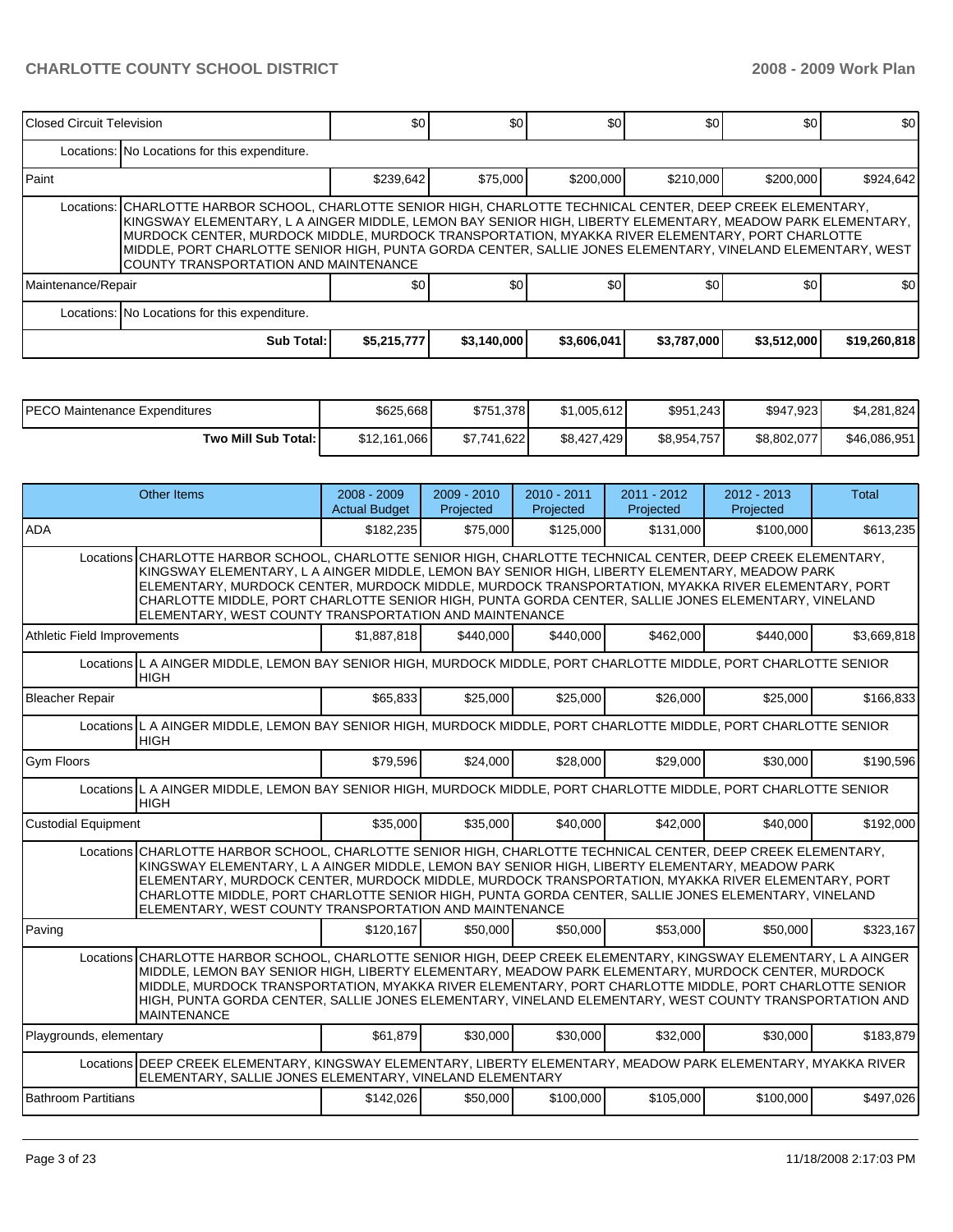| | | | | | | |
|---|---|---|---|---|---|---|
| Closed Circuit Television | $0 | $0 | $0 | $0 | $0 | $0 |
| Locations: No Locations for this expenditure. | | | | | | |
| Paint | $239,642 | $75,000 | $200,000 | $210,000 | $200,000 | $924,642 |
| Locations: CHARLOTTE HARBOR SCHOOL, CHARLOTTE SENIOR HIGH, CHARLOTTE TECHNICAL CENTER, DEEP CREEK ELEMENTARY, KINGSWAY ELEMENTARY, L A AINGER MIDDLE, LEMON BAY SENIOR HIGH, LIBERTY ELEMENTARY, MEADOW PARK ELEMENTARY, MURDOCK CENTER, MURDOCK MIDDLE, MURDOCK TRANSPORTATION, MYAKKA RIVER ELEMENTARY, PORT CHARLOTTE MIDDLE, PORT CHARLOTTE SENIOR HIGH, PUNTA GORDA CENTER, SALLIE JONES ELEMENTARY, VINELAND ELEMENTARY, WEST COUNTY TRANSPORTATION AND MAINTENANCE | | | | | | |
| Maintenance/Repair | $0 | $0 | $0 | $0 | $0 | $0 |
| Locations: No Locations for this expenditure. | | | | | | |
| **Sub Total:** | **$5,215,777** | **$3,140,000** | **$3,606,041** | **$3,787,000** | **$3,512,000** | **$19,260,818** |

| | | | | | | |
|---|---|---|---|---|---|---|
| PECO Maintenance Expenditures | $625,668 | $751,378 | $1,005,612 | $951,243 | $947,923 | $4,281,824 |
| **Two Mill Sub Total:** | $12,161,066 | $7,741,622 | $8,427,429 | $8,954,757 | $8,802,077 | $46,086,951 |

| Other Items | 2008 - 2009 Actual Budget | 2009 - 2010 Projected | 2010 - 2011 Projected | 2011 - 2012 Projected | 2012 - 2013 Projected | Total |
|---|---|---|---|---|---|---|
| ADA | $182,235 | $75,000 | $125,000 | $131,000 | $100,000 | $613,235 |
| Locations CHARLOTTE HARBOR SCHOOL, CHARLOTTE SENIOR HIGH, CHARLOTTE TECHNICAL CENTER, DEEP CREEK ELEMENTARY, KINGSWAY ELEMENTARY, L A AINGER MIDDLE, LEMON BAY SENIOR HIGH, LIBERTY ELEMENTARY, MEADOW PARK ELEMENTARY, MURDOCK CENTER, MURDOCK MIDDLE, MURDOCK TRANSPORTATION, MYAKKA RIVER ELEMENTARY, PORT CHARLOTTE MIDDLE, PORT CHARLOTTE SENIOR HIGH, PUNTA GORDA CENTER, SALLIE JONES ELEMENTARY, VINELAND ELEMENTARY, WEST COUNTY TRANSPORTATION AND MAINTENANCE | | | | | | |
| Athletic Field Improvements | $1,887,818 | $440,000 | $440,000 | $462,000 | $440,000 | $3,669,818 |
| Locations L A AINGER MIDDLE, LEMON BAY SENIOR HIGH, MURDOCK MIDDLE, PORT CHARLOTTE MIDDLE, PORT CHARLOTTE SENIOR HIGH | | | | | | |
| Bleacher Repair | $65,833 | $25,000 | $25,000 | $26,000 | $25,000 | $166,833 |
| Locations L A AINGER MIDDLE, LEMON BAY SENIOR HIGH, MURDOCK MIDDLE, PORT CHARLOTTE MIDDLE, PORT CHARLOTTE SENIOR HIGH | | | | | | |
| Gym Floors | $79,596 | $24,000 | $28,000 | $29,000 | $30,000 | $190,596 |
| Locations L A AINGER MIDDLE, LEMON BAY SENIOR HIGH, MURDOCK MIDDLE, PORT CHARLOTTE MIDDLE, PORT CHARLOTTE SENIOR HIGH | | | | | | |
| Custodial Equipment | $35,000 | $35,000 | $40,000 | $42,000 | $40,000 | $192,000 |
| Locations CHARLOTTE HARBOR SCHOOL, CHARLOTTE SENIOR HIGH, CHARLOTTE TECHNICAL CENTER, DEEP CREEK ELEMENTARY, KINGSWAY ELEMENTARY, L A AINGER MIDDLE, LEMON BAY SENIOR HIGH, LIBERTY ELEMENTARY, MEADOW PARK ELEMENTARY, MURDOCK CENTER, MURDOCK MIDDLE, MURDOCK TRANSPORTATION, MYAKKA RIVER ELEMENTARY, PORT CHARLOTTE MIDDLE, PORT CHARLOTTE SENIOR HIGH, PUNTA GORDA CENTER, SALLIE JONES ELEMENTARY, VINELAND ELEMENTARY, WEST COUNTY TRANSPORTATION AND MAINTENANCE | | | | | | |
| Paving | $120,167 | $50,000 | $50,000 | $53,000 | $50,000 | $323,167 |
| Locations CHARLOTTE HARBOR SCHOOL, CHARLOTTE SENIOR HIGH, DEEP CREEK ELEMENTARY, KINGSWAY ELEMENTARY, L A AINGER MIDDLE, LEMON BAY SENIOR HIGH, LIBERTY ELEMENTARY, MEADOW PARK ELEMENTARY, MURDOCK CENTER, MURDOCK MIDDLE, MURDOCK TRANSPORTATION, MYAKKA RIVER ELEMENTARY, PORT CHARLOTTE MIDDLE, PORT CHARLOTTE SENIOR HIGH, PUNTA GORDA CENTER, SALLIE JONES ELEMENTARY, VINELAND ELEMENTARY, WEST COUNTY TRANSPORTATION AND MAINTENANCE | | | | | | |
| Playgrounds, elementary | $61,879 | $30,000 | $30,000 | $32,000 | $30,000 | $183,879 |
| Locations DEEP CREEK ELEMENTARY, KINGSWAY ELEMENTARY, LIBERTY ELEMENTARY, MEADOW PARK ELEMENTARY, MYAKKA RIVER ELEMENTARY, SALLIE JONES ELEMENTARY, VINELAND ELEMENTARY | | | | | | |
| Bathroom Partitians | $142,026 | $50,000 | $100,000 | $105,000 | $100,000 | $497,026 |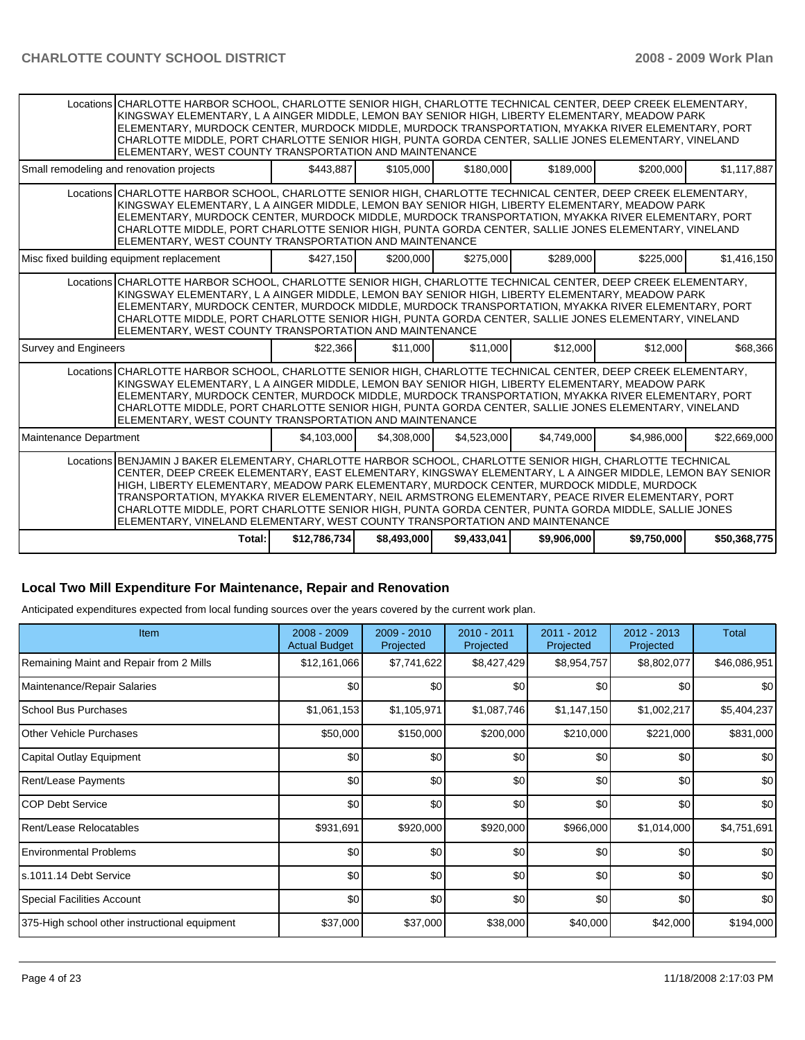| | | | | | | |
|---|---|---|---|---|---|---|
| Locations | CHARLOTTE HARBOR SCHOOL, CHARLOTTE SENIOR HIGH, CHARLOTTE TECHNICAL CENTER, DEEP CREEK ELEMENTARY, KINGSWAY ELEMENTARY, L A AINGER MIDDLE, LEMON BAY SENIOR HIGH, LIBERTY ELEMENTARY, MEADOW PARK ELEMENTARY, MURDOCK CENTER, MURDOCK MIDDLE, MURDOCK TRANSPORTATION, MYAKKA RIVER ELEMENTARY, PORT CHARLOTTE MIDDLE, PORT CHARLOTTE SENIOR HIGH, PUNTA GORDA CENTER, SALLIE JONES ELEMENTARY, VINELAND ELEMENTARY, WEST COUNTY TRANSPORTATION AND MAINTENANCE | | | | | |
| Small remodeling and renovation projects | | $443,887 | $105,000 | $180,000 | $189,000 | $200,000 | $1,117,887 |
| Locations | CHARLOTTE HARBOR SCHOOL, CHARLOTTE SENIOR HIGH, CHARLOTTE TECHNICAL CENTER, DEEP CREEK ELEMENTARY, KINGSWAY ELEMENTARY, L A AINGER MIDDLE, LEMON BAY SENIOR HIGH, LIBERTY ELEMENTARY, MEADOW PARK ELEMENTARY, MURDOCK CENTER, MURDOCK MIDDLE, MURDOCK TRANSPORTATION, MYAKKA RIVER ELEMENTARY, PORT CHARLOTTE MIDDLE, PORT CHARLOTTE SENIOR HIGH, PUNTA GORDA CENTER, SALLIE JONES ELEMENTARY, VINELAND ELEMENTARY, WEST COUNTY TRANSPORTATION AND MAINTENANCE | | | | | |
| Misc fixed building equipment replacement | | $427,150 | $200,000 | $275,000 | $289,000 | $225,000 | $1,416,150 |
| Locations | CHARLOTTE HARBOR SCHOOL, CHARLOTTE SENIOR HIGH, CHARLOTTE TECHNICAL CENTER, DEEP CREEK ELEMENTARY, KINGSWAY ELEMENTARY, L A AINGER MIDDLE, LEMON BAY SENIOR HIGH, LIBERTY ELEMENTARY, MEADOW PARK ELEMENTARY, MURDOCK CENTER, MURDOCK MIDDLE, MURDOCK TRANSPORTATION, MYAKKA RIVER ELEMENTARY, PORT CHARLOTTE MIDDLE, PORT CHARLOTTE SENIOR HIGH, PUNTA GORDA CENTER, SALLIE JONES ELEMENTARY, VINELAND ELEMENTARY, WEST COUNTY TRANSPORTATION AND MAINTENANCE | | | | | |
| Survey and Engineers | | $22,366 | $11,000 | $11,000 | $12,000 | $12,000 | $68,366 |
| Locations | CHARLOTTE HARBOR SCHOOL, CHARLOTTE SENIOR HIGH, CHARLOTTE TECHNICAL CENTER, DEEP CREEK ELEMENTARY, KINGSWAY ELEMENTARY, L A AINGER MIDDLE, LEMON BAY SENIOR HIGH, LIBERTY ELEMENTARY, MEADOW PARK ELEMENTARY, MURDOCK CENTER, MURDOCK MIDDLE, MURDOCK TRANSPORTATION, MYAKKA RIVER ELEMENTARY, PORT CHARLOTTE MIDDLE, PORT CHARLOTTE SENIOR HIGH, PUNTA GORDA CENTER, SALLIE JONES ELEMENTARY, VINELAND ELEMENTARY, WEST COUNTY TRANSPORTATION AND MAINTENANCE | | | | | |
| Maintenance Department | | $4,103,000 | $4,308,000 | $4,523,000 | $4,749,000 | $4,986,000 | $22,669,000 |
| Locations | BENJAMIN J BAKER ELEMENTARY, CHARLOTTE HARBOR SCHOOL, CHARLOTTE SENIOR HIGH, CHARLOTTE TECHNICAL CENTER, DEEP CREEK ELEMENTARY, EAST ELEMENTARY, KINGSWAY ELEMENTARY, L A AINGER MIDDLE, LEMON BAY SENIOR HIGH, LIBERTY ELEMENTARY, MEADOW PARK ELEMENTARY, MURDOCK CENTER, MURDOCK MIDDLE, MURDOCK TRANSPORTATION, MYAKKA RIVER ELEMENTARY, NEIL ARMSTRONG ELEMENTARY, PEACE RIVER ELEMENTARY, PORT CHARLOTTE MIDDLE, PORT CHARLOTTE SENIOR HIGH, PUNTA GORDA CENTER, PUNTA GORDA MIDDLE, SALLIE JONES ELEMENTARY, VINELAND ELEMENTARY, WEST COUNTY TRANSPORTATION AND MAINTENANCE | | | | | |
| | Total: | $12,786,734 | $8,493,000 | $9,433,041 | $9,906,000 | $9,750,000 | $50,368,775 |

## Local Two Mill Expenditure For Maintenance, Repair and Renovation

Anticipated expenditures expected from local funding sources over the years covered by the current work plan.

| Item | 2008 - 2009 Actual Budget | 2009 - 2010 Projected | 2010 - 2011 Projected | 2011 - 2012 Projected | 2012 - 2013 Projected | Total |
|---|---|---|---|---|---|---|
| Remaining Maint and Repair from 2 Mills | $12,161,066 | $7,741,622 | $8,427,429 | $8,954,757 | $8,802,077 | $46,086,951 |
| Maintenance/Repair Salaries | $0 | $0 | $0 | $0 | $0 | $0 |
| School Bus Purchases | $1,061,153 | $1,105,971 | $1,087,746 | $1,147,150 | $1,002,217 | $5,404,237 |
| Other Vehicle Purchases | $50,000 | $150,000 | $200,000 | $210,000 | $221,000 | $831,000 |
| Capital Outlay Equipment | $0 | $0 | $0 | $0 | $0 | $0 |
| Rent/Lease Payments | $0 | $0 | $0 | $0 | $0 | $0 |
| COP Debt Service | $0 | $0 | $0 | $0 | $0 | $0 |
| Rent/Lease Relocatables | $931,691 | $920,000 | $920,000 | $966,000 | $1,014,000 | $4,751,691 |
| Environmental Problems | $0 | $0 | $0 | $0 | $0 | $0 |
| s.1011.14 Debt Service | $0 | $0 | $0 | $0 | $0 | $0 |
| Special Facilities Account | $0 | $0 | $0 | $0 | $0 | $0 |
| 375-High school other instructional equipment | $37,000 | $37,000 | $38,000 | $40,000 | $42,000 | $194,000 |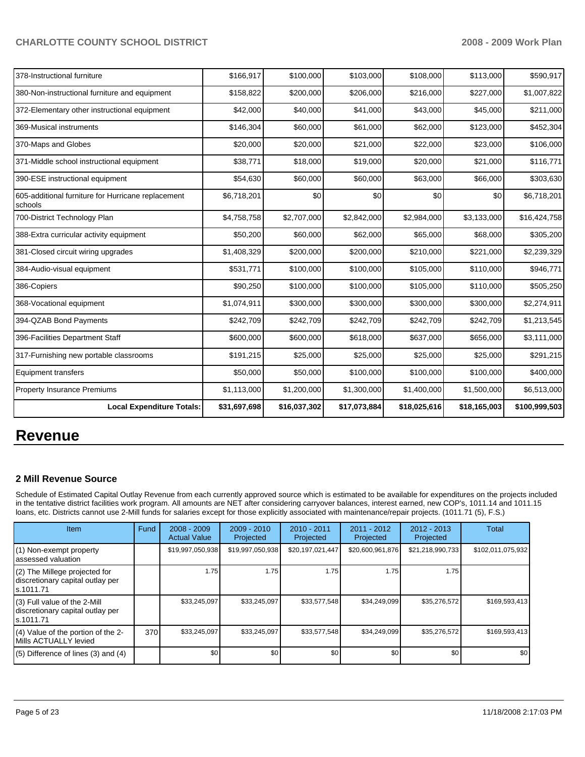| | | | | | | |
|---|---|---|---|---|---|---|
| 378-Instructional furniture | $166,917 | $100,000 | $103,000 | $108,000 | $113,000 | $590,917 |
| 380-Non-instructional furniture and equipment | $158,822 | $200,000 | $206,000 | $216,000 | $227,000 | $1,007,822 |
| 372-Elementary other instructional equipment | $42,000 | $40,000 | $41,000 | $43,000 | $45,000 | $211,000 |
| 369-Musical instruments | $146,304 | $60,000 | $61,000 | $62,000 | $123,000 | $452,304 |
| 370-Maps and Globes | $20,000 | $20,000 | $21,000 | $22,000 | $23,000 | $106,000 |
| 371-Middle school instructional equipment | $38,771 | $18,000 | $19,000 | $20,000 | $21,000 | $116,771 |
| 390-ESE instructional equipment | $54,630 | $60,000 | $60,000 | $63,000 | $66,000 | $303,630 |
| 605-additional furniture for Hurricane replacement schools | $6,718,201 | $0 | $0 | $0 | $0 | $6,718,201 |
| 700-District Technology Plan | $4,758,758 | $2,707,000 | $2,842,000 | $2,984,000 | $3,133,000 | $16,424,758 |
| 388-Extra curricular activity equipment | $50,200 | $60,000 | $62,000 | $65,000 | $68,000 | $305,200 |
| 381-Closed circuit wiring upgrades | $1,408,329 | $200,000 | $200,000 | $210,000 | $221,000 | $2,239,329 |
| 384-Audio-visual equipment | $531,771 | $100,000 | $100,000 | $105,000 | $110,000 | $946,771 |
| 386-Copiers | $90,250 | $100,000 | $100,000 | $105,000 | $110,000 | $505,250 |
| 368-Vocational equipment | $1,074,911 | $300,000 | $300,000 | $300,000 | $300,000 | $2,274,911 |
| 394-QZAB Bond Payments | $242,709 | $242,709 | $242,709 | $242,709 | $242,709 | $1,213,545 |
| 396-Facilities Department Staff | $600,000 | $600,000 | $618,000 | $637,000 | $656,000 | $3,111,000 |
| 317-Furnishing new portable classrooms | $191,215 | $25,000 | $25,000 | $25,000 | $25,000 | $291,215 |
| Equipment transfers | $50,000 | $50,000 | $100,000 | $100,000 | $100,000 | $400,000 |
| Property Insurance Premiums | $1,113,000 | $1,200,000 | $1,300,000 | $1,400,000 | $1,500,000 | $6,513,000 |
| **Local Expenditure Totals:** | **$31,697,698** | **$16,037,302** | **$17,073,884** | **$18,025,616** | **$18,165,003** | **$100,999,503** |

# Revenue

### 2 Mill Revenue Source

Schedule of Estimated Capital Outlay Revenue from each currently approved source which is estimated to be available for expenditures on the projects included in the tentative district facilities work program. All amounts are NET after considering carryover balances, interest earned, new COP's, 1011.14 and 1011.15 loans, etc. Districts cannot use 2-Mill funds for salaries except for those explicitly associated with maintenance/repair projects. (1011.71 (5), F.S.)

| Item | Fund | 2008 - 2009 Actual Value | 2009 - 2010 Projected | 2010 - 2011 Projected | 2011 - 2012 Projected | 2012 - 2013 Projected | Total |
|---|---|---|---|---|---|---|---|
| (1) Non-exempt property assessed valuation | | $19,997,050,938 | $19,997,050,938 | $20,197,021,447 | $20,600,961,876 | $21,218,990,733 | $102,011,075,932 |
| (2) The Millege projected for discretionary capital outlay per s.1011.71 | | 1.75 | 1.75 | 1.75 | 1.75 | 1.75 | |
| (3) Full value of the 2-Mill discretionary capital outlay per s.1011.71 | | $33,245,097 | $33,245,097 | $33,577,548 | $34,249,099 | $35,276,572 | $169,593,413 |
| (4) Value of the portion of the 2-Mills ACTUALLY levied | 370 | $33,245,097 | $33,245,097 | $33,577,548 | $34,249,099 | $35,276,572 | $169,593,413 |
| (5) Difference of lines (3) and (4) | | $0 | $0 | $0 | $0 | $0 | $0 |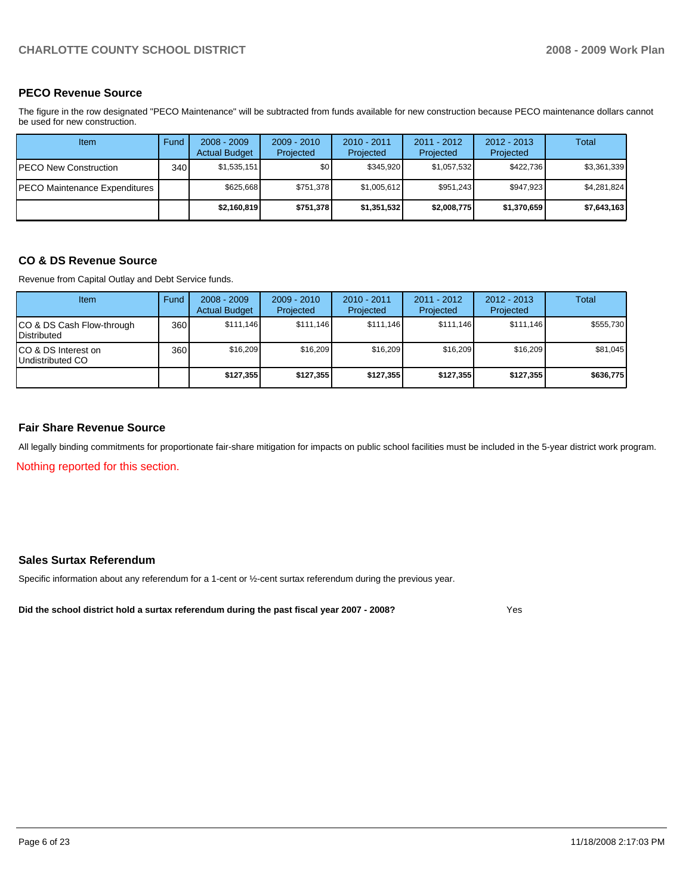## PECO Revenue Source

The figure in the row designated "PECO Maintenance" will be subtracted from funds available for new construction because PECO maintenance dollars cannot be used for new construction.

| Item | Fund | 2008 - 2009 Actual Budget | 2009 - 2010 Projected | 2010 - 2011 Projected | 2011 - 2012 Projected | 2012 - 2013 Projected | Total |
|---|---|---|---|---|---|---|---|
| PECO New Construction | 340 | $1,535,151 | $0 | $345,920 | $1,057,532 | $422,736 | $3,361,339 |
| PECO Maintenance Expenditures | | $625,668 | $751,378 | $1,005,612 | $951,243 | $947,923 | $4,281,824 |
| | | **$2,160,819** | **$751,378** | **$1,351,532** | **$2,008,775** | **$1,370,659** | **$7,643,163** |

## CO & DS Revenue Source

Revenue from Capital Outlay and Debt Service funds.

| Item | Fund | 2008 - 2009 Actual Budget | 2009 - 2010 Projected | 2010 - 2011 Projected | 2011 - 2012 Projected | 2012 - 2013 Projected | Total |
|---|---|---|---|---|---|---|---|
| CO & DS Cash Flow-through Distributed | 360 | $111,146 | $111,146 | $111,146 | $111,146 | $111,146 | $555,730 |
| CO & DS Interest on Undistributed CO | 360 | $16,209 | $16,209 | $16,209 | $16,209 | $16,209 | $81,045 |
| | | **$127,355** | **$127,355** | **$127,355** | **$127,355** | **$127,355** | **$636,775** |

## Fair Share Revenue Source

All legally binding commitments for proportionate fair-share mitigation for impacts on public school facilities must be included in the 5-year district work program.

Nothing reported for this section.

## Sales Surtax Referendum

Specific information about any referendum for a 1-cent or ½-cent surtax referendum during the previous year.

**Did the school district hold a surtax referendum during the past fiscal year 2007 - 2008?** Yes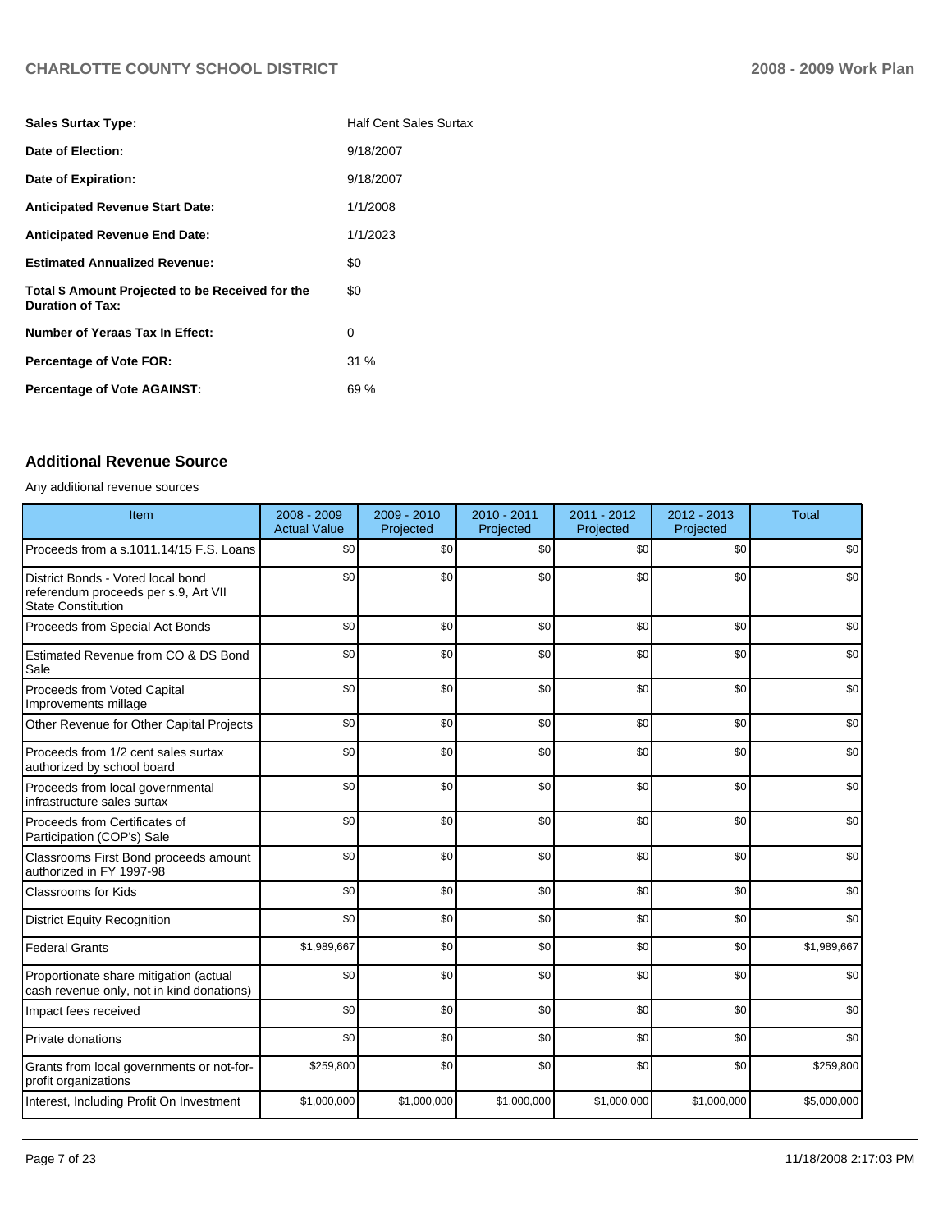| | |
|---|---|
| **Sales Surtax Type:** | Half Cent Sales Surtax |
| **Date of Election:** | 9/18/2007 |
| **Date of Expiration:** | 9/18/2007 |
| **Anticipated Revenue Start Date:** | 1/1/2008 |
| **Anticipated Revenue End Date:** | 1/1/2023 |
| **Estimated Annualized Revenue:** | $0 |
| **Total $ Amount Projected to be Received for the Duration of Tax:** | $0 |
| **Number of Yeraas Tax In Effect:** | 0 |
| **Percentage of Vote FOR:** | 31 % |
| **Percentage of Vote AGAINST:** | 69 % |

### Additional Revenue Source

Any additional revenue sources

| Item | 2008 - 2009 Actual Value | 2009 - 2010 Projected | 2010 - 2011 Projected | 2011 - 2012 Projected | 2012 - 2013 Projected | Total |
|---|---|---|---|---|---|---|
| Proceeds from a s.1011.14/15 F.S. Loans | $0 | $0 | $0 | $0 | $0 | $0 |
| District Bonds - Voted local bond referendum proceeds per s.9, Art VII State Constitution | $0 | $0 | $0 | $0 | $0 | $0 |
| Proceeds from Special Act Bonds | $0 | $0 | $0 | $0 | $0 | $0 |
| Estimated Revenue from CO & DS Bond Sale | $0 | $0 | $0 | $0 | $0 | $0 |
| Proceeds from Voted Capital Improvements millage | $0 | $0 | $0 | $0 | $0 | $0 |
| Other Revenue for Other Capital Projects | $0 | $0 | $0 | $0 | $0 | $0 |
| Proceeds from 1/2 cent sales surtax authorized by school board | $0 | $0 | $0 | $0 | $0 | $0 |
| Proceeds from local governmental infrastructure sales surtax | $0 | $0 | $0 | $0 | $0 | $0 |
| Proceeds from Certificates of Participation (COP's) Sale | $0 | $0 | $0 | $0 | $0 | $0 |
| Classrooms First Bond proceeds amount authorized in FY 1997-98 | $0 | $0 | $0 | $0 | $0 | $0 |
| Classrooms for Kids | $0 | $0 | $0 | $0 | $0 | $0 |
| District Equity Recognition | $0 | $0 | $0 | $0 | $0 | $0 |
| Federal Grants | $1,989,667 | $0 | $0 | $0 | $0 | $1,989,667 |
| Proportionate share mitigation (actual cash revenue only, not in kind donations) | $0 | $0 | $0 | $0 | $0 | $0 |
| Impact fees received | $0 | $0 | $0 | $0 | $0 | $0 |
| Private donations | $0 | $0 | $0 | $0 | $0 | $0 |
| Grants from local governments or not-for-profit organizations | $259,800 | $0 | $0 | $0 | $0 | $259,800 |
| Interest, Including Profit On Investment | $1,000,000 | $1,000,000 | $1,000,000 | $1,000,000 | $1,000,000 | $5,000,000 |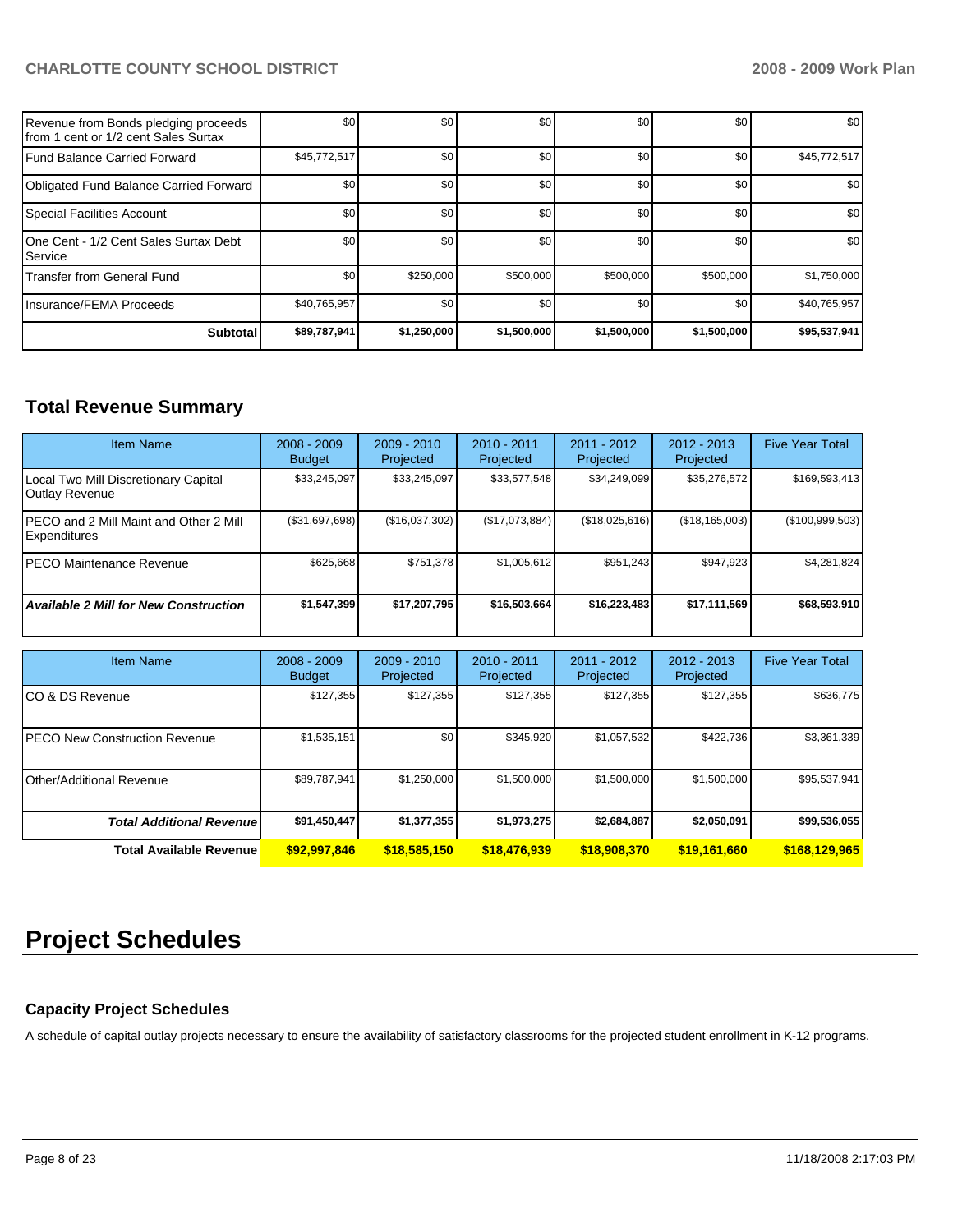| | | | | | | |
|---|---|---|---|---|---|---|
| Revenue from Bonds pledging proceeds from 1 cent or 1/2 cent Sales Surtax | $0 | $0 | $0 | $0 | $0 | $0 |
| Fund Balance Carried Forward | $45,772,517 | $0 | $0 | $0 | $0 | $45,772,517 |
| Obligated Fund Balance Carried Forward | $0 | $0 | $0 | $0 | $0 | $0 |
| Special Facilities Account | $0 | $0 | $0 | $0 | $0 | $0 |
| One Cent - 1/2 Cent Sales Surtax Debt Service | $0 | $0 | $0 | $0 | $0 | $0 |
| Transfer from General Fund | $0 | $250,000 | $500,000 | $500,000 | $500,000 | $1,750,000 |
| Insurance/FEMA Proceeds | $40,765,957 | $0 | $0 | $0 | $0 | $40,765,957 |
| **Subtotal** | **$89,787,941** | **$1,250,000** | **$1,500,000** | **$1,500,000** | **$1,500,000** | **$95,537,941** |

## Total Revenue Summary

| Item Name | 2008 - 2009 Budget | 2009 - 2010 Projected | 2010 - 2011 Projected | 2011 - 2012 Projected | 2012 - 2013 Projected | Five Year Total |
|---|---|---|---|---|---|---|
| Local Two Mill Discretionary Capital Outlay Revenue | $33,245,097 | $33,245,097 | $33,577,548 | $34,249,099 | $35,276,572 | $169,593,413 |
| PECO and 2 Mill Maint and Other 2 Mill Expenditures | ($31,697,698) | ($16,037,302) | ($17,073,884) | ($18,025,616) | ($18,165,003) | ($100,999,503) |
| PECO Maintenance Revenue | $625,668 | $751,378 | $1,005,612 | $951,243 | $947,923 | $4,281,824 |
| ***Available 2 Mill for New Construction*** | **$1,547,399** | **$17,207,795** | **$16,503,664** | **$16,223,483** | **$17,111,569** | **$68,593,910** |

| Item Name | 2008 - 2009 Budget | 2009 - 2010 Projected | 2010 - 2011 Projected | 2011 - 2012 Projected | 2012 - 2013 Projected | Five Year Total |
|---|---|---|---|---|---|---|
| CO & DS Revenue | $127,355 | $127,355 | $127,355 | $127,355 | $127,355 | $636,775 |
| PECO New Construction Revenue | $1,535,151 | $0 | $345,920 | $1,057,532 | $422,736 | $3,361,339 |
| Other/Additional Revenue | $89,787,941 | $1,250,000 | $1,500,000 | $1,500,000 | $1,500,000 | $95,537,941 |
| ***Total Additional Revenue*** | **$91,450,447** | **$1,377,355** | **$1,973,275** | **$2,684,887** | **$2,050,091** | **$99,536,055** |
| **Total Available Revenue** | **$92,997,846** | **$18,585,150** | **$18,476,939** | **$18,908,370** | **$19,161,660** | **$168,129,965** |

# Project Schedules

### Capacity Project Schedules

A schedule of capital outlay projects necessary to ensure the availability of satisfactory classrooms for the projected student enrollment in K-12 programs.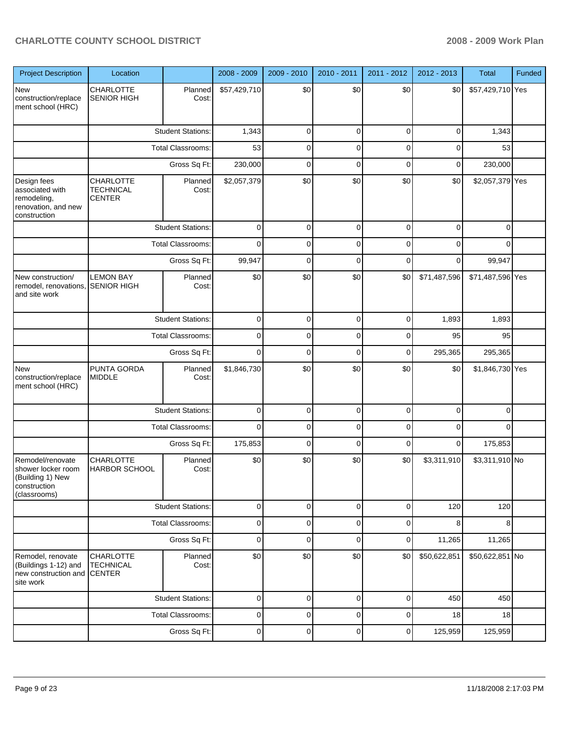| Project Description | Location | | 2008 - 2009 | 2009 - 2010 | 2010 - 2011 | 2011 - 2012 | 2012 - 2013 | Total | Funded |
|---|---|---|---|---|---|---|---|---|---|
| New construction/replacement school (HRC) | CHARLOTTE SENIOR HIGH | Planned Cost: | $57,429,710 | $0 | $0 | $0 | $0 | $57,429,710 | Yes |
| | | Student Stations: | 1,343 | 0 | 0 | 0 | 0 | 1,343 | |
| | | Total Classrooms: | 53 | 0 | 0 | 0 | 0 | 53 | |
| | | Gross Sq Ft: | 230,000 | 0 | 0 | 0 | 0 | 230,000 | |
| Design fees associated with remodeling, renovation, and new construction | CHARLOTTE TECHNICAL CENTER | Planned Cost: | $2,057,379 | $0 | $0 | $0 | $0 | $2,057,379 | Yes |
| | | Student Stations: | 0 | 0 | 0 | 0 | 0 | 0 | |
| | | Total Classrooms: | 0 | 0 | 0 | 0 | 0 | 0 | |
| | | Gross Sq Ft: | 99,947 | 0 | 0 | 0 | 0 | 99,947 | |
| New construction/ remodel, renovations, and site work | LEMON BAY SENIOR HIGH | Planned Cost: | $0 | $0 | $0 | $0 | $71,487,596 | $71,487,596 | Yes |
| | | Student Stations: | 0 | 0 | 0 | 0 | 1,893 | 1,893 | |
| | | Total Classrooms: | 0 | 0 | 0 | 0 | 95 | 95 | |
| | | Gross Sq Ft: | 0 | 0 | 0 | 0 | 295,365 | 295,365 | |
| New construction/replacement school (HRC) | PUNTA GORDA MIDDLE | Planned Cost: | $1,846,730 | $0 | $0 | $0 | $0 | $1,846,730 | Yes |
| | | Student Stations: | 0 | 0 | 0 | 0 | 0 | 0 | |
| | | Total Classrooms: | 0 | 0 | 0 | 0 | 0 | 0 | |
| | | Gross Sq Ft: | 175,853 | 0 | 0 | 0 | 0 | 175,853 | |
| Remodel/renovate shower locker room (Building 1) New construction (classrooms) | CHARLOTTE HARBOR SCHOOL | Planned Cost: | $0 | $0 | $0 | $0 | $3,311,910 | $3,311,910 | No |
| | | Student Stations: | 0 | 0 | 0 | 0 | 120 | 120 | |
| | | Total Classrooms: | 0 | 0 | 0 | 0 | 8 | 8 | |
| | | Gross Sq Ft: | 0 | 0 | 0 | 0 | 11,265 | 11,265 | |
| Remodel, renovate (Buildings 1-12) and new construction and site work | CHARLOTTE TECHNICAL CENTER | Planned Cost: | $0 | $0 | $0 | $0 | $50,622,851 | $50,622,851 | No |
| | | Student Stations: | 0 | 0 | 0 | 0 | 450 | 450 | |
| | | Total Classrooms: | 0 | 0 | 0 | 0 | 18 | 18 | |
| | | Gross Sq Ft: | 0 | 0 | 0 | 0 | 125,959 | 125,959 | |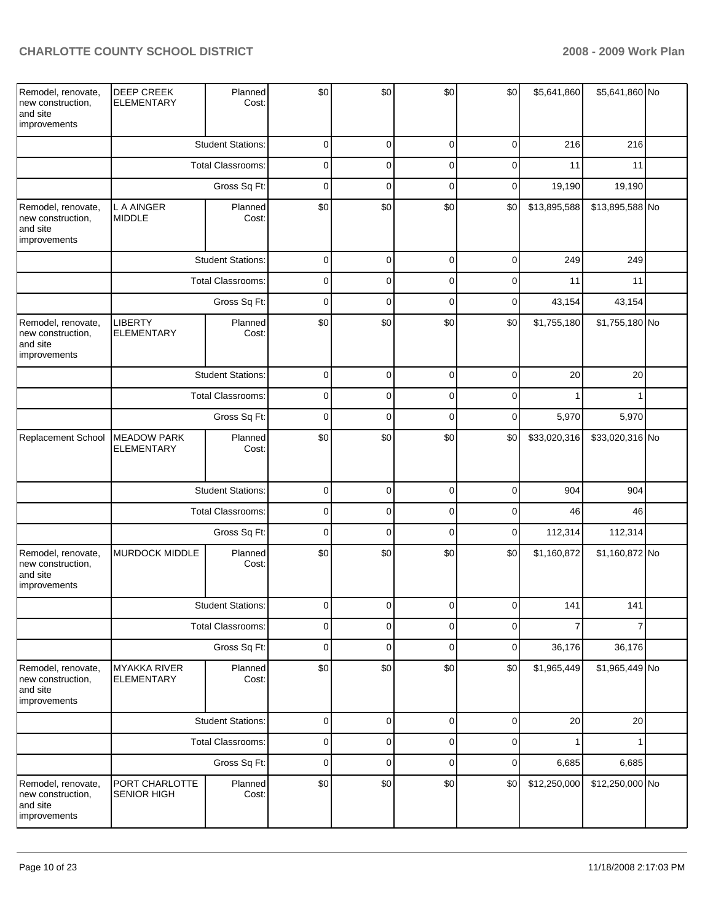| | | | | | | | | | |
|---|---|---|---|---|---|---|---|---|---|
| Remodel, renovate, new construction, and site improvements | DEEP CREEK ELEMENTARY | Planned Cost: | $0 | $0 | $0 | $0 | $5,641,860 | $5,641,860 | No |
| | | Student Stations: | 0 | 0 | 0 | 0 | 216 | 216 | |
| | | Total Classrooms: | 0 | 0 | 0 | 0 | 11 | 11 | |
| | | Gross Sq Ft: | 0 | 0 | 0 | 0 | 19,190 | 19,190 | |
| Remodel, renovate, new construction, and site improvements | L A AINGER MIDDLE | Planned Cost: | $0 | $0 | $0 | $0 | $13,895,588 | $13,895,588 | No |
| | | Student Stations: | 0 | 0 | 0 | 0 | 249 | 249 | |
| | | Total Classrooms: | 0 | 0 | 0 | 0 | 11 | 11 | |
| | | Gross Sq Ft: | 0 | 0 | 0 | 0 | 43,154 | 43,154 | |
| Remodel, renovate, new construction, and site improvements | LIBERTY ELEMENTARY | Planned Cost: | $0 | $0 | $0 | $0 | $1,755,180 | $1,755,180 | No |
| | | Student Stations: | 0 | 0 | 0 | 0 | 20 | 20 | |
| | | Total Classrooms: | 0 | 0 | 0 | 0 | 1 | 1 | |
| | | Gross Sq Ft: | 0 | 0 | 0 | 0 | 5,970 | 5,970 | |
| Replacement School | MEADOW PARK ELEMENTARY | Planned Cost: | $0 | $0 | $0 | $0 | $33,020,316 | $33,020,316 | No |
| | | Student Stations: | 0 | 0 | 0 | 0 | 904 | 904 | |
| | | Total Classrooms: | 0 | 0 | 0 | 0 | 46 | 46 | |
| | | Gross Sq Ft: | 0 | 0 | 0 | 0 | 112,314 | 112,314 | |
| Remodel, renovate, new construction, and site improvements | MURDOCK MIDDLE | Planned Cost: | $0 | $0 | $0 | $0 | $1,160,872 | $1,160,872 | No |
| | | Student Stations: | 0 | 0 | 0 | 0 | 141 | 141 | |
| | | Total Classrooms: | 0 | 0 | 0 | 0 | 7 | 7 | |
| | | Gross Sq Ft: | 0 | 0 | 0 | 0 | 36,176 | 36,176 | |
| Remodel, renovate, new construction, and site improvements | MYAKKA RIVER ELEMENTARY | Planned Cost: | $0 | $0 | $0 | $0 | $1,965,449 | $1,965,449 | No |
| | | Student Stations: | 0 | 0 | 0 | 0 | 20 | 20 | |
| | | Total Classrooms: | 0 | 0 | 0 | 0 | 1 | 1 | |
| | | Gross Sq Ft: | 0 | 0 | 0 | 0 | 6,685 | 6,685 | |
| Remodel, renovate, new construction, and site improvements | PORT CHARLOTTE SENIOR HIGH | Planned Cost: | $0 | $0 | $0 | $0 | $12,250,000 | $12,250,000 | No |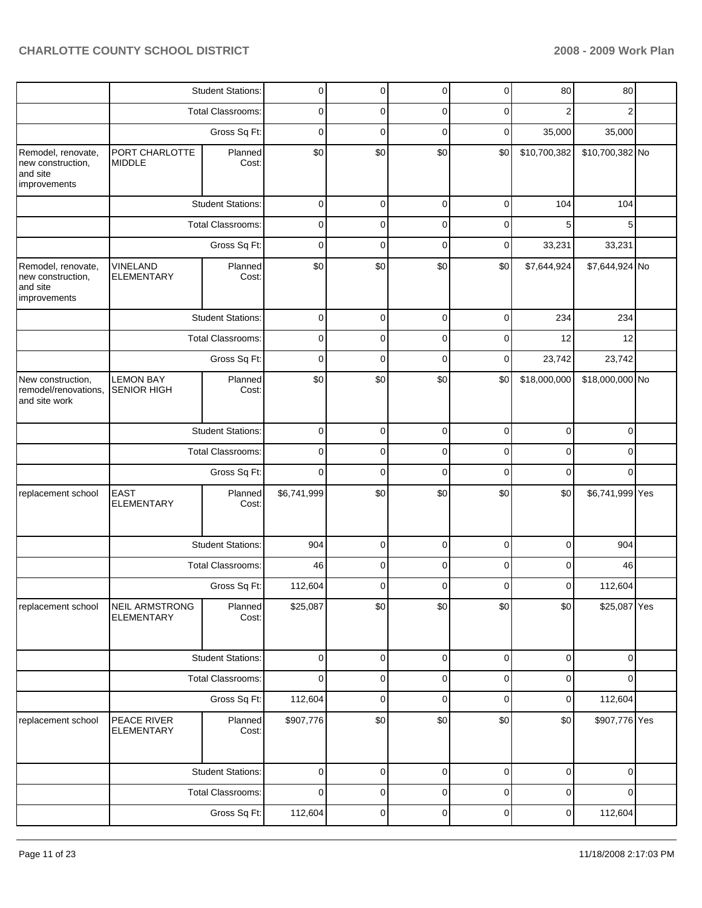| | | | | | | | | | |
|---|---|---|---|---|---|---|---|---|---|
| | | Student Stations: | 0 | 0 | 0 | 0 | 80 | 80 | |
| | | Total Classrooms: | 0 | 0 | 0 | 0 | 2 | 2 | |
| | | Gross Sq Ft: | 0 | 0 | 0 | 0 | 35,000 | 35,000 | |
| Remodel, renovate, new construction, and site improvements | PORT CHARLOTTE MIDDLE | Planned Cost: | $0 | $0 | $0 | $0 | $10,700,382 | $10,700,382 | No |
| | | Student Stations: | 0 | 0 | 0 | 0 | 104 | 104 | |
| | | Total Classrooms: | 0 | 0 | 0 | 0 | 5 | 5 | |
| | | Gross Sq Ft: | 0 | 0 | 0 | 0 | 33,231 | 33,231 | |
| Remodel, renovate, new construction, and site improvements | VINELAND ELEMENTARY | Planned Cost: | $0 | $0 | $0 | $0 | $7,644,924 | $7,644,924 | No |
| | | Student Stations: | 0 | 0 | 0 | 0 | 234 | 234 | |
| | | Total Classrooms: | 0 | 0 | 0 | 0 | 12 | 12 | |
| | | Gross Sq Ft: | 0 | 0 | 0 | 0 | 23,742 | 23,742 | |
| New construction, remodel/renovations, and site work | LEMON BAY SENIOR HIGH | Planned Cost: | $0 | $0 | $0 | $0 | $18,000,000 | $18,000,000 | No |
| | | Student Stations: | 0 | 0 | 0 | 0 | 0 | 0 | |
| | | Total Classrooms: | 0 | 0 | 0 | 0 | 0 | 0 | |
| | | Gross Sq Ft: | 0 | 0 | 0 | 0 | 0 | 0 | |
| replacement school | EAST ELEMENTARY | Planned Cost: | $6,741,999 | $0 | $0 | $0 | $0 | $6,741,999 | Yes |
| | | Student Stations: | 904 | 0 | 0 | 0 | 0 | 904 | |
| | | Total Classrooms: | 46 | 0 | 0 | 0 | 0 | 46 | |
| | | Gross Sq Ft: | 112,604 | 0 | 0 | 0 | 0 | 112,604 | |
| replacement school | NEIL ARMSTRONG ELEMENTARY | Planned Cost: | $25,087 | $0 | $0 | $0 | $0 | $25,087 | Yes |
| | | Student Stations: | 0 | 0 | 0 | 0 | 0 | 0 | |
| | | Total Classrooms: | 0 | 0 | 0 | 0 | 0 | 0 | |
| | | Gross Sq Ft: | 112,604 | 0 | 0 | 0 | 0 | 112,604 | |
| replacement school | PEACE RIVER ELEMENTARY | Planned Cost: | $907,776 | $0 | $0 | $0 | $0 | $907,776 | Yes |
| | | Student Stations: | 0 | 0 | 0 | 0 | 0 | 0 | |
| | | Total Classrooms: | 0 | 0 | 0 | 0 | 0 | 0 | |
| | | Gross Sq Ft: | 112,604 | 0 | 0 | 0 | 0 | 112,604 | |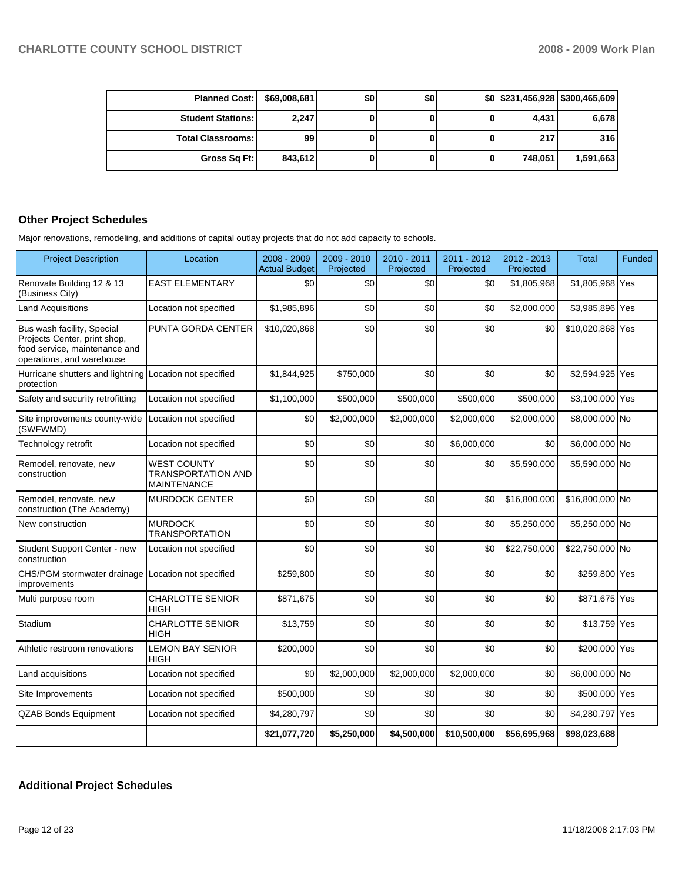| | | | | | | |
|---|---|---|---|---|---|---|
| **Planned Cost:** | $69,008,681 | $0 | $0 | $0 | $231,456,928 | $300,465,609 |
| **Student Stations:** | 2,247 | 0 | 0 | 0 | 4,431 | 6,678 |
| **Total Classrooms:** | 99 | 0 | 0 | 0 | 217 | 316 |
| **Gross Sq Ft:** | 843,612 | 0 | 0 | 0 | 748,051 | 1,591,663 |

## Other Project Schedules

Major renovations, remodeling, and additions of capital outlay projects that do not add capacity to schools.

| Project Description | Location | 2008 - 2009 Actual Budget | 2009 - 2010 Projected | 2010 - 2011 Projected | 2011 - 2012 Projected | 2012 - 2013 Projected | Total | Funded |
|---|---|---|---|---|---|---|---|---|
| Renovate Building 12 & 13 (Business City) | EAST ELEMENTARY | $0 | $0 | $0 | $0 | $1,805,968 | $1,805,968 | Yes |
| Land Acquisitions | Location not specified | $1,985,896 | $0 | $0 | $0 | $2,000,000 | $3,985,896 | Yes |
| Bus wash facility, Special Projects Center, print shop, food service, maintenance and operations, and warehouse | PUNTA GORDA CENTER | $10,020,868 | $0 | $0 | $0 | $0 | $10,020,868 | Yes |
| Hurricane shutters and lightning protection | Location not specified | $1,844,925 | $750,000 | $0 | $0 | $0 | $2,594,925 | Yes |
| Safety and security retrofitting | Location not specified | $1,100,000 | $500,000 | $500,000 | $500,000 | $500,000 | $3,100,000 | Yes |
| Site improvements county-wide (SWFWMD) | Location not specified | $0 | $2,000,000 | $2,000,000 | $2,000,000 | $2,000,000 | $8,000,000 | No |
| Technology retrofit | Location not specified | $0 | $0 | $0 | $6,000,000 | $0 | $6,000,000 | No |
| Remodel, renovate, new construction | WEST COUNTY TRANSPORTATION AND MAINTENANCE | $0 | $0 | $0 | $0 | $5,590,000 | $5,590,000 | No |
| Remodel, renovate, new construction (The Academy) | MURDOCK CENTER | $0 | $0 | $0 | $0 | $16,800,000 | $16,800,000 | No |
| New construction | MURDOCK TRANSPORTATION | $0 | $0 | $0 | $0 | $5,250,000 | $5,250,000 | No |
| Student Support Center - new construction | Location not specified | $0 | $0 | $0 | $0 | $22,750,000 | $22,750,000 | No |
| CHS/PGM stormwater drainage improvements | Location not specified | $259,800 | $0 | $0 | $0 | $0 | $259,800 | Yes |
| Multi purpose room | CHARLOTTE SENIOR HIGH | $871,675 | $0 | $0 | $0 | $0 | $871,675 | Yes |
| Stadium | CHARLOTTE SENIOR HIGH | $13,759 | $0 | $0 | $0 | $0 | $13,759 | Yes |
| Athletic restroom renovations | LEMON BAY SENIOR HIGH | $200,000 | $0 | $0 | $0 | $0 | $200,000 | Yes |
| Land acquisitions | Location not specified | $0 | $2,000,000 | $2,000,000 | $2,000,000 | $0 | $6,000,000 | No |
| Site Improvements | Location not specified | $500,000 | $0 | $0 | $0 | $0 | $500,000 | Yes |
| QZAB Bonds Equipment | Location not specified | $4,280,797 | $0 | $0 | $0 | $0 | $4,280,797 | Yes |
| | | **$21,077,720** | **$5,250,000** | **$4,500,000** | **$10,500,000** | **$56,695,968** | **$98,023,688** | |

## Additional Project Schedules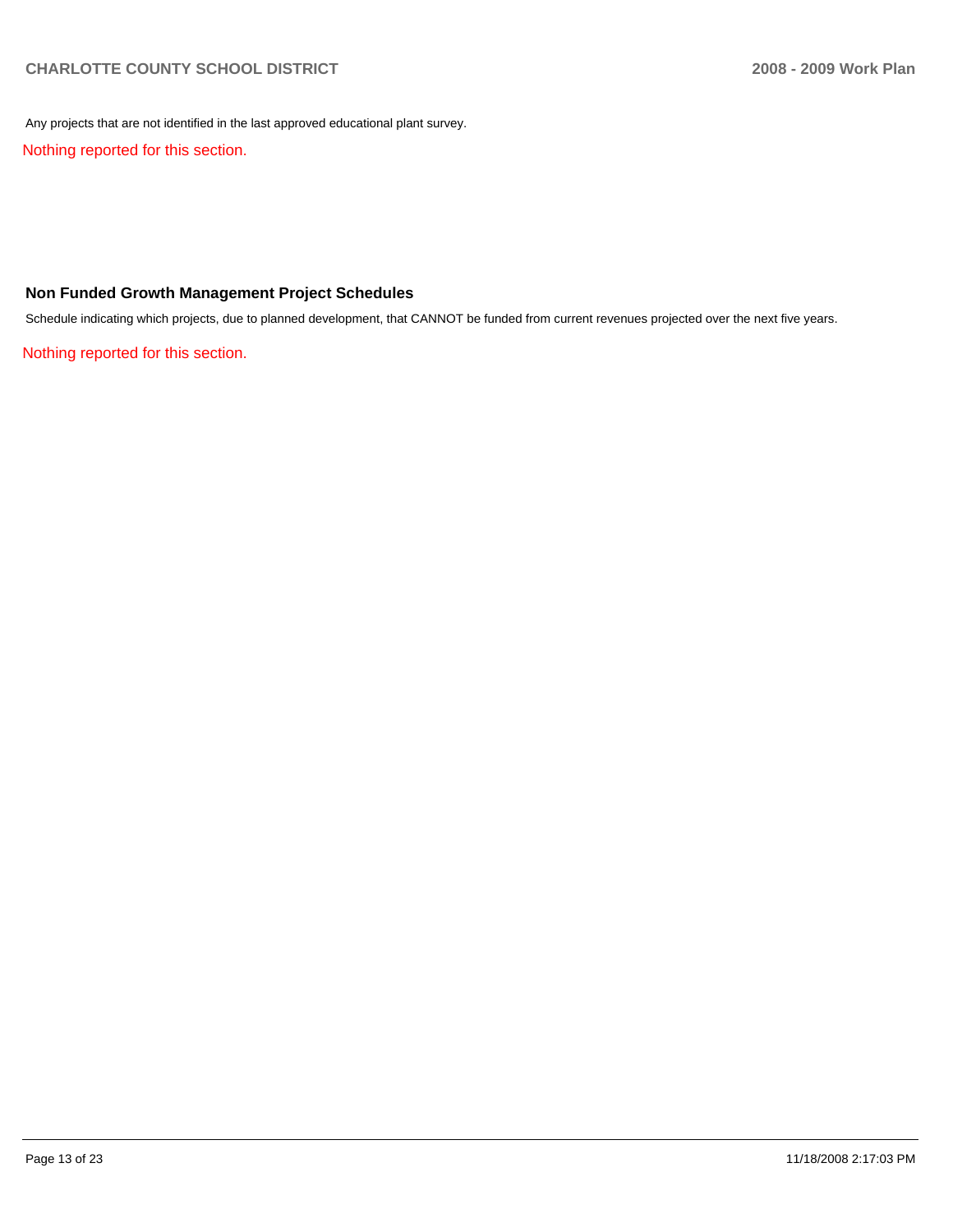Any projects that are not identified in the last approved educational plant survey.

Nothing reported for this section.

### Non Funded Growth Management Project Schedules

Schedule indicating which projects, due to planned development, that CANNOT be funded from current revenues projected over the next five years.

Nothing reported for this section.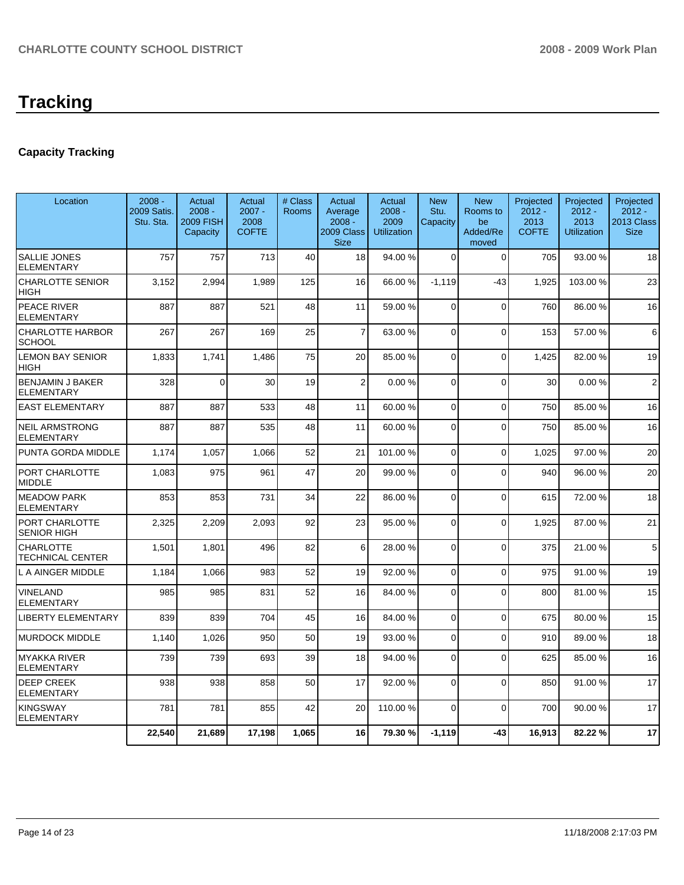# Tracking

## Capacity Tracking

| Location | 2008 - 2009 Satis. Stu. Sta. | Actual 2008 - 2009 FISH Capacity | Actual 2007 - 2008 COFTE | # Class Rooms | Actual Average 2008 - 2009 Class Size | Actual 2008 - 2009 Utilization | New Stu. Capacity | New Rooms to be Added/Removed | Projected 2012 - 2013 COFTE | Projected 2012 - 2013 Utilization | Projected 2012 - 2013 Class Size |
|---|---|---|---|---|---|---|---|---|---|---|---|
| SALLIE JONES ELEMENTARY | 757 | 757 | 713 | 40 | 18 | 94.00 % | 0 | 0 | 705 | 93.00 % | 18 |
| CHARLOTTE SENIOR HIGH | 3,152 | 2,994 | 1,989 | 125 | 16 | 66.00 % | -1,119 | -43 | 1,925 | 103.00 % | 23 |
| PEACE RIVER ELEMENTARY | 887 | 887 | 521 | 48 | 11 | 59.00 % | 0 | 0 | 760 | 86.00 % | 16 |
| CHARLOTTE HARBOR SCHOOL | 267 | 267 | 169 | 25 | 7 | 63.00 % | 0 | 0 | 153 | 57.00 % | 6 |
| LEMON BAY SENIOR HIGH | 1,833 | 1,741 | 1,486 | 75 | 20 | 85.00 % | 0 | 0 | 1,425 | 82.00 % | 19 |
| BENJAMIN J BAKER ELEMENTARY | 328 | 0 | 30 | 19 | 2 | 0.00 % | 0 | 0 | 30 | 0.00 % | 2 |
| EAST ELEMENTARY | 887 | 887 | 533 | 48 | 11 | 60.00 % | 0 | 0 | 750 | 85.00 % | 16 |
| NEIL ARMSTRONG ELEMENTARY | 887 | 887 | 535 | 48 | 11 | 60.00 % | 0 | 0 | 750 | 85.00 % | 16 |
| PUNTA GORDA MIDDLE | 1,174 | 1,057 | 1,066 | 52 | 21 | 101.00 % | 0 | 0 | 1,025 | 97.00 % | 20 |
| PORT CHARLOTTE MIDDLE | 1,083 | 975 | 961 | 47 | 20 | 99.00 % | 0 | 0 | 940 | 96.00 % | 20 |
| MEADOW PARK ELEMENTARY | 853 | 853 | 731 | 34 | 22 | 86.00 % | 0 | 0 | 615 | 72.00 % | 18 |
| PORT CHARLOTTE SENIOR HIGH | 2,325 | 2,209 | 2,093 | 92 | 23 | 95.00 % | 0 | 0 | 1,925 | 87.00 % | 21 |
| CHARLOTTE TECHNICAL CENTER | 1,501 | 1,801 | 496 | 82 | 6 | 28.00 % | 0 | 0 | 375 | 21.00 % | 5 |
| L A AINGER MIDDLE | 1,184 | 1,066 | 983 | 52 | 19 | 92.00 % | 0 | 0 | 975 | 91.00 % | 19 |
| VINELAND ELEMENTARY | 985 | 985 | 831 | 52 | 16 | 84.00 % | 0 | 0 | 800 | 81.00 % | 15 |
| LIBERTY ELEMENTARY | 839 | 839 | 704 | 45 | 16 | 84.00 % | 0 | 0 | 675 | 80.00 % | 15 |
| MURDOCK MIDDLE | 1,140 | 1,026 | 950 | 50 | 19 | 93.00 % | 0 | 0 | 910 | 89.00 % | 18 |
| MYAKKA RIVER ELEMENTARY | 739 | 739 | 693 | 39 | 18 | 94.00 % | 0 | 0 | 625 | 85.00 % | 16 |
| DEEP CREEK ELEMENTARY | 938 | 938 | 858 | 50 | 17 | 92.00 % | 0 | 0 | 850 | 91.00 % | 17 |
| KINGSWAY ELEMENTARY | 781 | 781 | 855 | 42 | 20 | 110.00 % | 0 | 0 | 700 | 90.00 % | 17 |
| | **22,540** | **21,689** | **17,198** | **1,065** | **16** | **79.30 %** | **-1,119** | **-43** | **16,913** | **82.22 %** | **17** |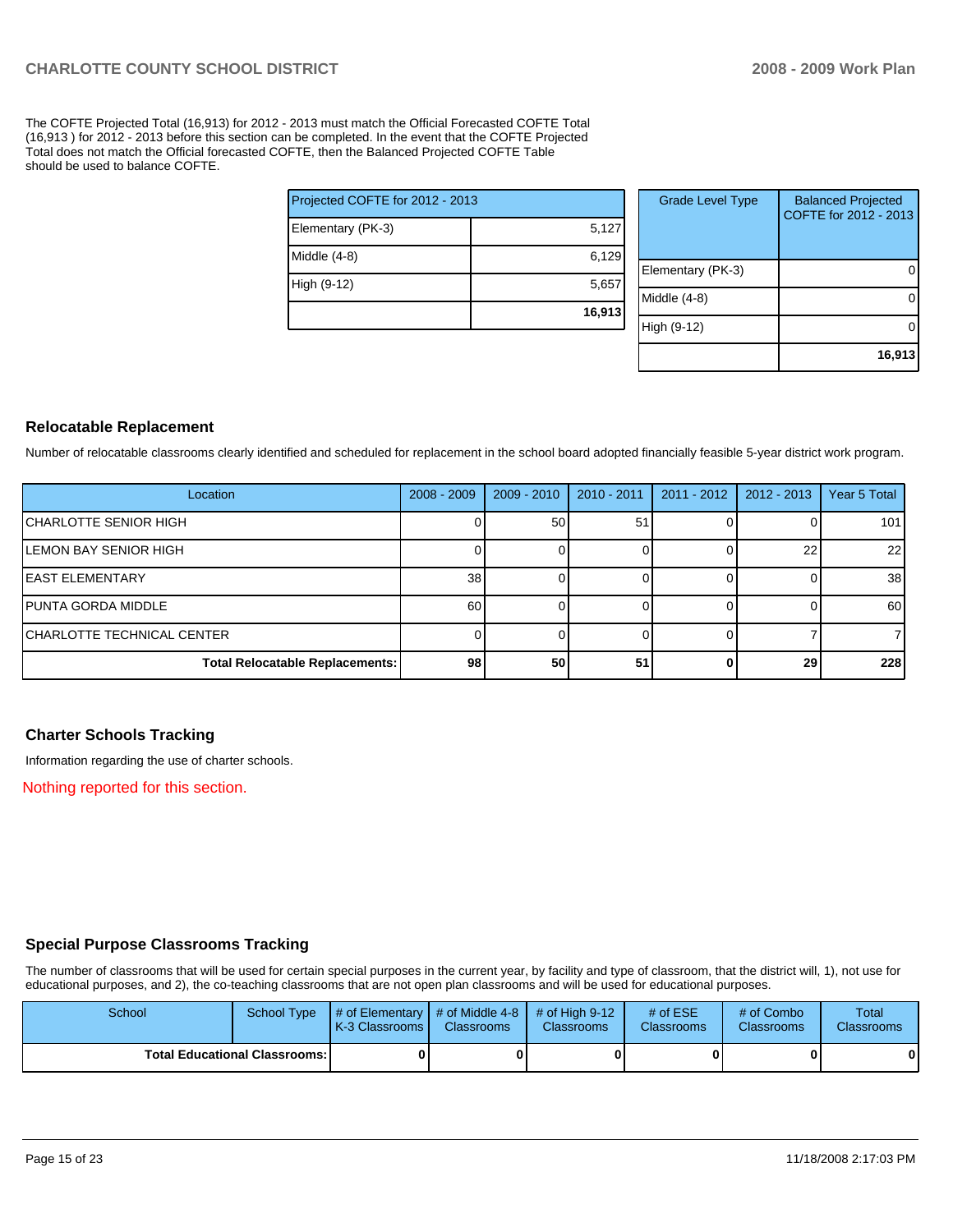The COFTE Projected Total (16,913) for 2012 - 2013 must match the Official Forecasted COFTE Total (16,913 ) for 2012 - 2013 before this section can be completed. In the event that the COFTE Projected Total does not match the Official forecasted COFTE, then the Balanced Projected COFTE Table should be used to balance COFTE.

| Projected COFTE for 2012 - 2013 | |
|---|---|
| Elementary (PK-3) | 5,127 |
| Middle (4-8) | 6,129 |
| High (9-12) | 5,657 |
| | **16,913** |

| Grade Level Type | Balanced Projected COFTE for 2012 - 2013 |
|---|---|
| Elementary (PK-3) | 0 |
| Middle (4-8) | 0 |
| High (9-12) | 0 |
| | **16,913** |

## Relocatable Replacement

Number of relocatable classrooms clearly identified and scheduled for replacement in the school board adopted financially feasible 5-year district work program.

| Location | 2008 - 2009 | 2009 - 2010 | 2010 - 2011 | 2011 - 2012 | 2012 - 2013 | Year 5 Total |
|---|---|---|---|---|---|---|
| CHARLOTTE SENIOR HIGH | 0 | 50 | 51 | 0 | 0 | 101 |
| LEMON BAY SENIOR HIGH | 0 | 0 | 0 | 0 | 22 | 22 |
| EAST ELEMENTARY | 38 | 0 | 0 | 0 | 0 | 38 |
| PUNTA GORDA MIDDLE | 60 | 0 | 0 | 0 | 0 | 60 |
| CHARLOTTE TECHNICAL CENTER | 0 | 0 | 0 | 0 | 7 | 7 |
| **Total Relocatable Replacements:** | **98** | **50** | **51** | **0** | **29** | **228** |

## Charter Schools Tracking

Information regarding the use of charter schools.

Nothing reported for this section.

## Special Purpose Classrooms Tracking

The number of classrooms that will be used for certain special purposes in the current year, by facility and type of classroom, that the district will, 1), not use for educational purposes, and 2), the co-teaching classrooms that are not open plan classrooms and will be used for educational purposes.

| School | School Type | # of Elementary K-3 Classrooms | # of Middle 4-8 Classrooms | # of High 9-12 Classrooms | # of ESE Classrooms | # of Combo Classrooms | Total Classrooms |
|---|---|---|---|---|---|---|---|
| **Total Educational Classrooms:** | | **0** | **0** | **0** | **0** | **0** | **0** |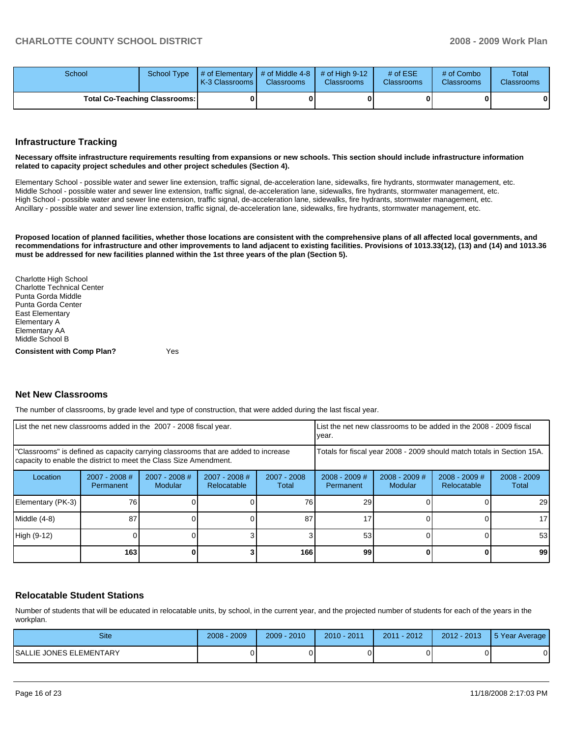| School | School Type | # of Elementary K-3 Classrooms | # of Middle 4-8 Classrooms | # of High 9-12 Classrooms | # of ESE Classrooms | # of Combo Classrooms | Total Classrooms |
|---|---|---|---|---|---|---|---|
| **Total Co-Teaching Classrooms:** | | **0** | **0** | **0** | **0** | **0** | **0** |

## Infrastructure Tracking

**Necessary offsite infrastructure requirements resulting from expansions or new schools. This section should include infrastructure information related to capacity project schedules and other project schedules (Section 4).**

Elementary School - possible water and sewer line extension, traffic signal, de-acceleration lane, sidewalks, fire hydrants, stormwater management, etc.
Middle School - possible water and sewer line extension, traffic signal, de-acceleration lane, sidewalks, fire hydrants, stormwater management, etc.
High School - possible water and sewer line extension, traffic signal, de-acceleration lane, sidewalks, fire hydrants, stormwater management, etc.
Ancillary - possible water and sewer line extension, traffic signal, de-acceleration lane, sidewalks, fire hydrants, stormwater management, etc.

**Proposed location of planned facilities, whether those locations are consistent with the comprehensive plans of all affected local governments, and recommendations for infrastructure and other improvements to land adjacent to existing facilities. Provisions of 1013.33(12), (13) and (14) and 1013.36 must be addressed for new facilities planned within the 1st three years of the plan (Section 5).**

Charlotte High School
Charlotte Technical Center
Punta Gorda Middle
Punta Gorda Center
East Elementary
Elementary A
Elementary AA
Middle School B

**Consistent with Comp Plan?** Yes

## Net New Classrooms

The number of classrooms, by grade level and type of construction, that were added during the last fiscal year.

| List the net new classrooms added in the 2007 - 2008 fiscal year. | | | | | List the net new classrooms to be added in the 2008 - 2009 fiscal year. | | | |
|---|---|---|---|---|---|---|---|---|
| "Classrooms" is defined as capacity carrying classrooms that are added to increase capacity to enable the district to meet the Class Size Amendment. | | | | | Totals for fiscal year 2008 - 2009 should match totals in Section 15A. | | | |
| Location | 2007 - 2008 # Permanent | 2007 - 2008 # Modular | 2007 - 2008 # Relocatable | 2007 - 2008 Total | 2008 - 2009 # Permanent | 2008 - 2009 # Modular | 2008 - 2009 # Relocatable | 2008 - 2009 Total |
| Elementary (PK-3) | 76 | 0 | 0 | 76 | 29 | 0 | 0 | 29 |
| Middle (4-8) | 87 | 0 | 0 | 87 | 17 | 0 | 0 | 17 |
| High (9-12) | 0 | 0 | 3 | 3 | 53 | 0 | 0 | 53 |
| | **163** | **0** | **3** | **166** | **99** | **0** | **0** | **99** |

## Relocatable Student Stations

Number of students that will be educated in relocatable units, by school, in the current year, and the projected number of students for each of the years in the workplan.

| Site | 2008 - 2009 | 2009 - 2010 | 2010 - 2011 | 2011 - 2012 | 2012 - 2013 | 5 Year Average |
|---|---|---|---|---|---|---|
| SALLIE JONES ELEMENTARY | 0 | 0 | 0 | 0 | 0 | 0 |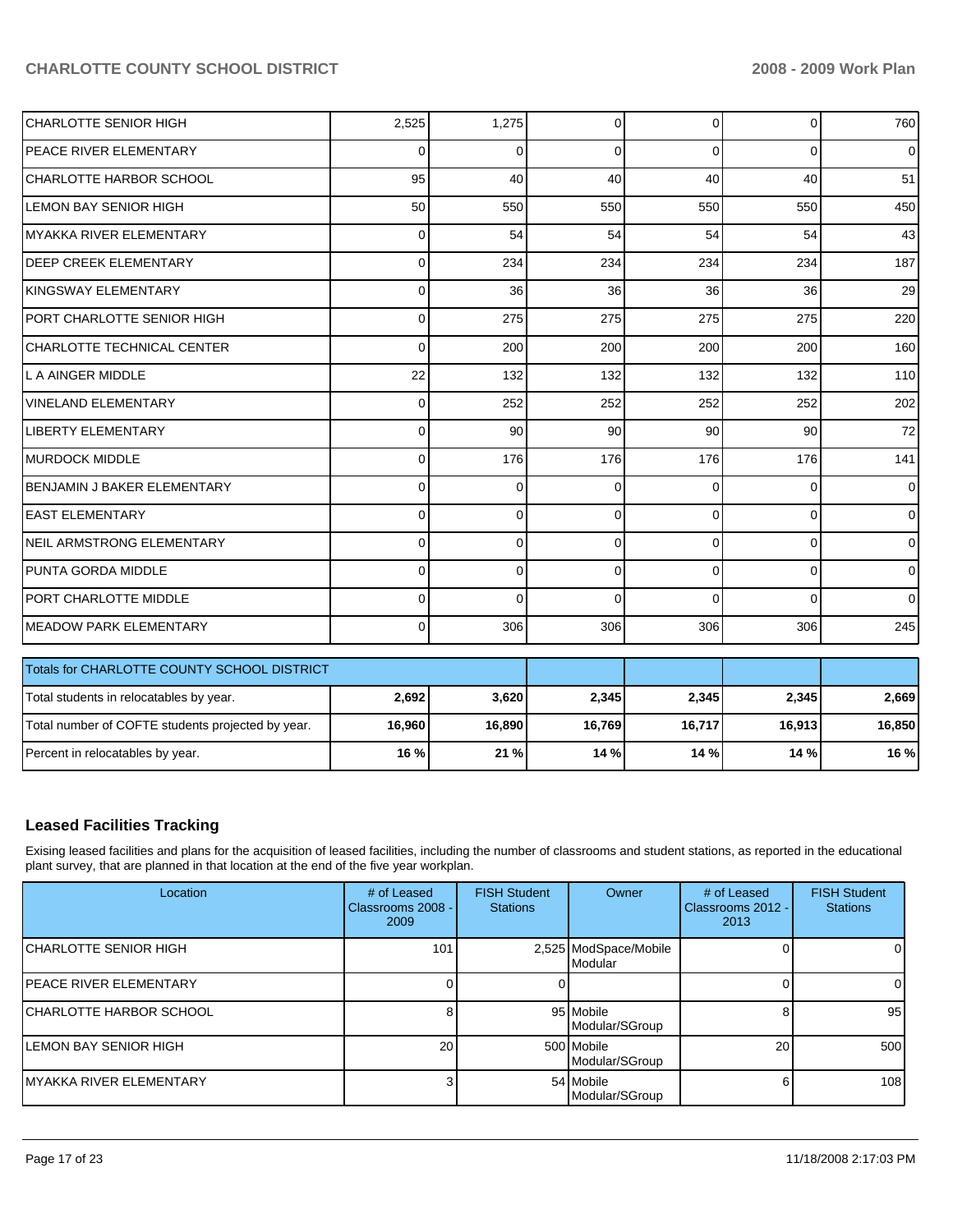| | | | | | | |
|---|---|---|---|---|---|---|
| CHARLOTTE SENIOR HIGH | 2,525 | 1,275 | 0 | 0 | 0 | 760 |
| PEACE RIVER ELEMENTARY | 0 | 0 | 0 | 0 | 0 | 0 |
| CHARLOTTE HARBOR SCHOOL | 95 | 40 | 40 | 40 | 40 | 51 |
| LEMON BAY SENIOR HIGH | 50 | 550 | 550 | 550 | 550 | 450 |
| MYAKKA RIVER ELEMENTARY | 0 | 54 | 54 | 54 | 54 | 43 |
| DEEP CREEK ELEMENTARY | 0 | 234 | 234 | 234 | 234 | 187 |
| KINGSWAY ELEMENTARY | 0 | 36 | 36 | 36 | 36 | 29 |
| PORT CHARLOTTE SENIOR HIGH | 0 | 275 | 275 | 275 | 275 | 220 |
| CHARLOTTE TECHNICAL CENTER | 0 | 200 | 200 | 200 | 200 | 160 |
| L A AINGER MIDDLE | 22 | 132 | 132 | 132 | 132 | 110 |
| VINELAND ELEMENTARY | 0 | 252 | 252 | 252 | 252 | 202 |
| LIBERTY ELEMENTARY | 0 | 90 | 90 | 90 | 90 | 72 |
| MURDOCK MIDDLE | 0 | 176 | 176 | 176 | 176 | 141 |
| BENJAMIN J BAKER ELEMENTARY | 0 | 0 | 0 | 0 | 0 | 0 |
| EAST ELEMENTARY | 0 | 0 | 0 | 0 | 0 | 0 |
| NEIL ARMSTRONG ELEMENTARY | 0 | 0 | 0 | 0 | 0 | 0 |
| PUNTA GORDA MIDDLE | 0 | 0 | 0 | 0 | 0 | 0 |
| PORT CHARLOTTE MIDDLE | 0 | 0 | 0 | 0 | 0 | 0 |
| MEADOW PARK ELEMENTARY | 0 | 306 | 306 | 306 | 306 | 245 |

| Totals for CHARLOTTE COUNTY SCHOOL DISTRICT | | | | | | |
|---|---|---|---|---|---|---|
| Total students in relocatables by year. | **2,692** | **3,620** | **2,345** | **2,345** | **2,345** | **2,669** |
| Total number of COFTE students projected by year. | **16,960** | **16,890** | **16,769** | **16,717** | **16,913** | **16,850** |
| Percent in relocatables by year. | **16 %** | **21 %** | **14 %** | **14 %** | **14 %** | **16 %** |

## Leased Facilities Tracking

Exising leased facilities and plans for the acquisition of leased facilities, including the number of classrooms and student stations, as reported in the educational plant survey, that are planned in that location at the end of the five year workplan.

| Location | # of Leased Classrooms 2008 - 2009 | FISH Student Stations | Owner | # of Leased Classrooms 2012 - 2013 | FISH Student Stations |
|---|---|---|---|---|---|
| CHARLOTTE SENIOR HIGH | 101 | 2,525 | ModSpace/Mobile Modular | 0 | 0 |
| PEACE RIVER ELEMENTARY | 0 | 0 | | 0 | 0 |
| CHARLOTTE HARBOR SCHOOL | 8 | 95 | Mobile Modular/SGroup | 8 | 95 |
| LEMON BAY SENIOR HIGH | 20 | 500 | Mobile Modular/SGroup | 20 | 500 |
| MYAKKA RIVER ELEMENTARY | 3 | 54 | Mobile Modular/SGroup | 6 | 108 |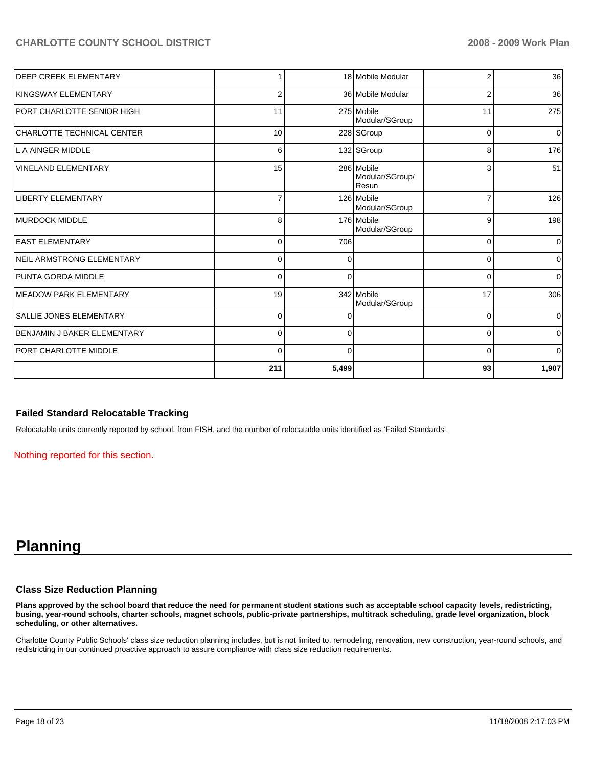| | | | | | |
|---|---|---|---|---|---|
| DEEP CREEK ELEMENTARY | 1 | 18 | Mobile Modular | 2 | 36 |
| KINGSWAY ELEMENTARY | 2 | 36 | Mobile Modular | 2 | 36 |
| PORT CHARLOTTE SENIOR HIGH | 11 | 275 | Mobile Modular/SGroup | 11 | 275 |
| CHARLOTTE TECHNICAL CENTER | 10 | 228 | SGroup | 0 | 0 |
| L A AINGER MIDDLE | 6 | 132 | SGroup | 8 | 176 |
| VINELAND ELEMENTARY | 15 | 286 | Mobile Modular/SGroup/ Resun | 3 | 51 |
| LIBERTY ELEMENTARY | 7 | 126 | Mobile Modular/SGroup | 7 | 126 |
| MURDOCK MIDDLE | 8 | 176 | Mobile Modular/SGroup | 9 | 198 |
| EAST ELEMENTARY | 0 | 706 | | 0 | 0 |
| NEIL ARMSTRONG ELEMENTARY | 0 | 0 | | 0 | 0 |
| PUNTA GORDA MIDDLE | 0 | 0 | | 0 | 0 |
| MEADOW PARK ELEMENTARY | 19 | 342 | Mobile Modular/SGroup | 17 | 306 |
| SALLIE JONES ELEMENTARY | 0 | 0 | | 0 | 0 |
| BENJAMIN J BAKER ELEMENTARY | 0 | 0 | | 0 | 0 |
| PORT CHARLOTTE MIDDLE | 0 | 0 | | 0 | 0 |
| | **211** | **5,499** | | **93** | **1,907** |

### Failed Standard Relocatable Tracking

Relocatable units currently reported by school, from FISH, and the number of relocatable units identified as 'Failed Standards'.

Nothing reported for this section.

# Planning

### Class Size Reduction Planning

**Plans approved by the school board that reduce the need for permanent student stations such as acceptable school capacity levels, redistricting, busing, year-round schools, charter schools, magnet schools, public-private partnerships, multitrack scheduling, grade level organization, block scheduling, or other alternatives.**

Charlotte County Public Schools' class size reduction planning includes, but is not limited to, remodeling, renovation, new construction, year-round schools, and redistricting in our continued proactive approach to assure compliance with class size reduction requirements.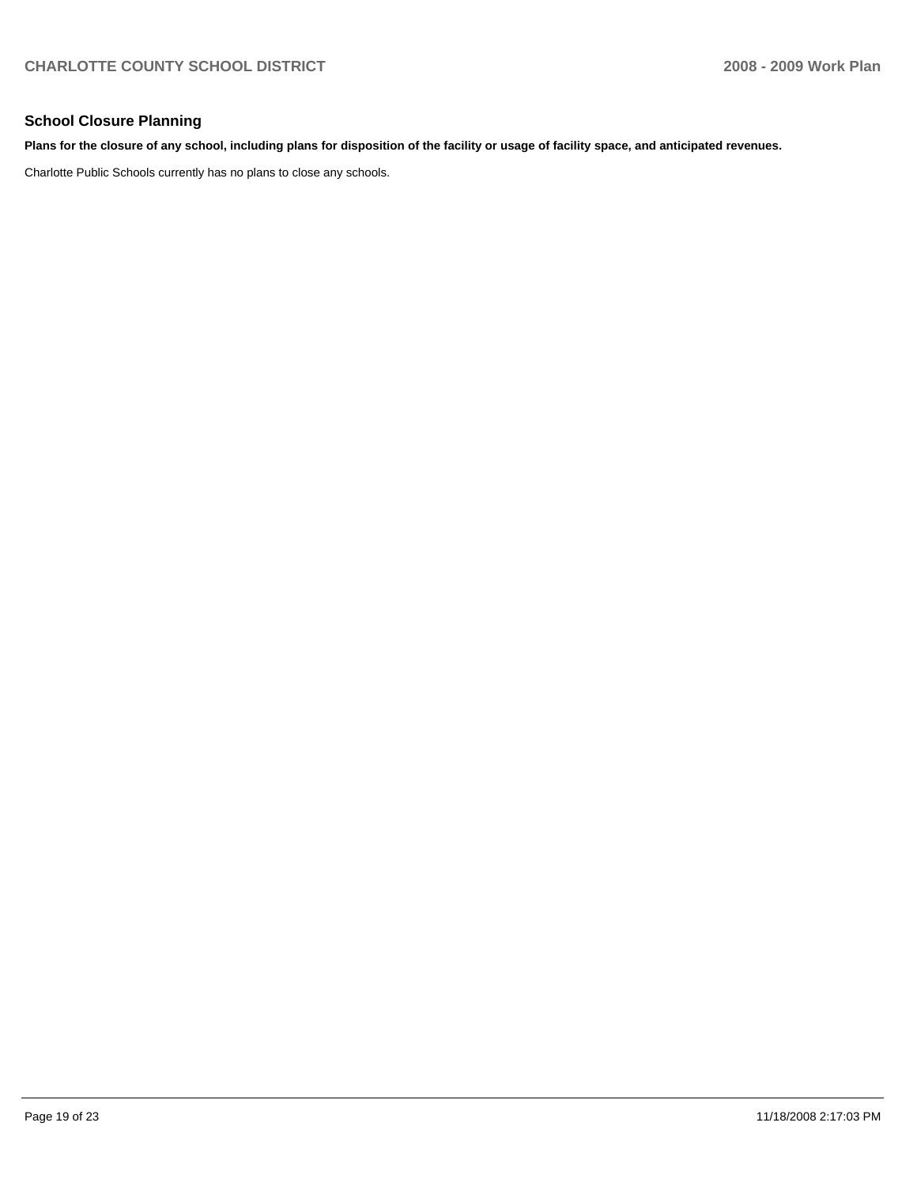## School Closure Planning

**Plans for the closure of any school, including plans for disposition of the facility or usage of facility space, and anticipated revenues.**

Charlotte Public Schools currently has no plans to close any schools.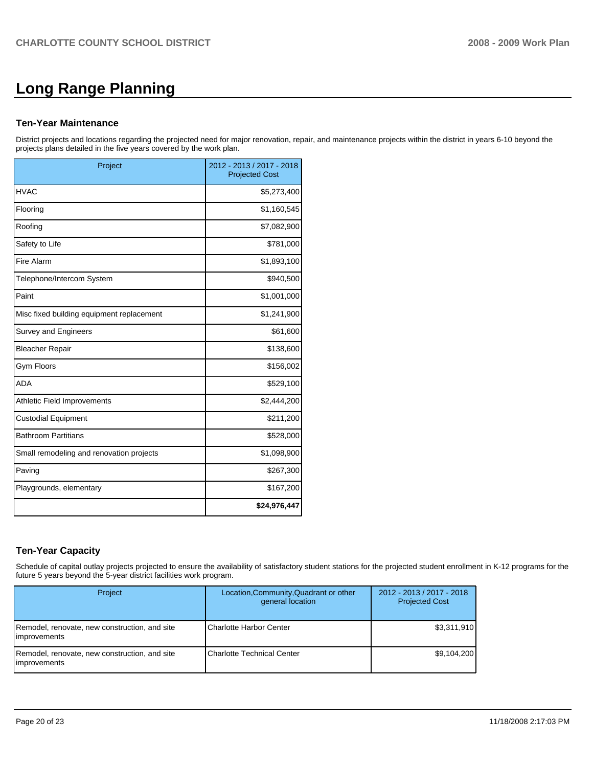# Long Range Planning

### Ten-Year Maintenance

District projects and locations regarding the projected need for major renovation, repair, and maintenance projects within the district in years 6-10 beyond the projects plans detailed in the five years covered by the work plan.

| Project | 2012 - 2013 / 2017 - 2018 Projected Cost |
|---|---|
| HVAC | $5,273,400 |
| Flooring | $1,160,545 |
| Roofing | $7,082,900 |
| Safety to Life | $781,000 |
| Fire Alarm | $1,893,100 |
| Telephone/Intercom System | $940,500 |
| Paint | $1,001,000 |
| Misc fixed building equipment replacement | $1,241,900 |
| Survey and Engineers | $61,600 |
| Bleacher Repair | $138,600 |
| Gym Floors | $156,002 |
| ADA | $529,100 |
| Athletic Field Improvements | $2,444,200 |
| Custodial Equipment | $211,200 |
| Bathroom Partitians | $528,000 |
| Small remodeling and renovation projects | $1,098,900 |
| Paving | $267,300 |
| Playgrounds, elementary | $167,200 |
| | **$24,976,447** |

### Ten-Year Capacity

Schedule of capital outlay projects projected to ensure the availability of satisfactory student stations for the projected student enrollment in K-12 programs for the future 5 years beyond the 5-year district facilities work program.

| Project | Location,Community,Quadrant or other general location | 2012 - 2013 / 2017 - 2018 Projected Cost |
|---|---|---|
| Remodel, renovate, new construction, and site improvements | Charlotte Harbor Center | $3,311,910 |
| Remodel, renovate, new construction, and site improvements | Charlotte Technical Center | $9,104,200 |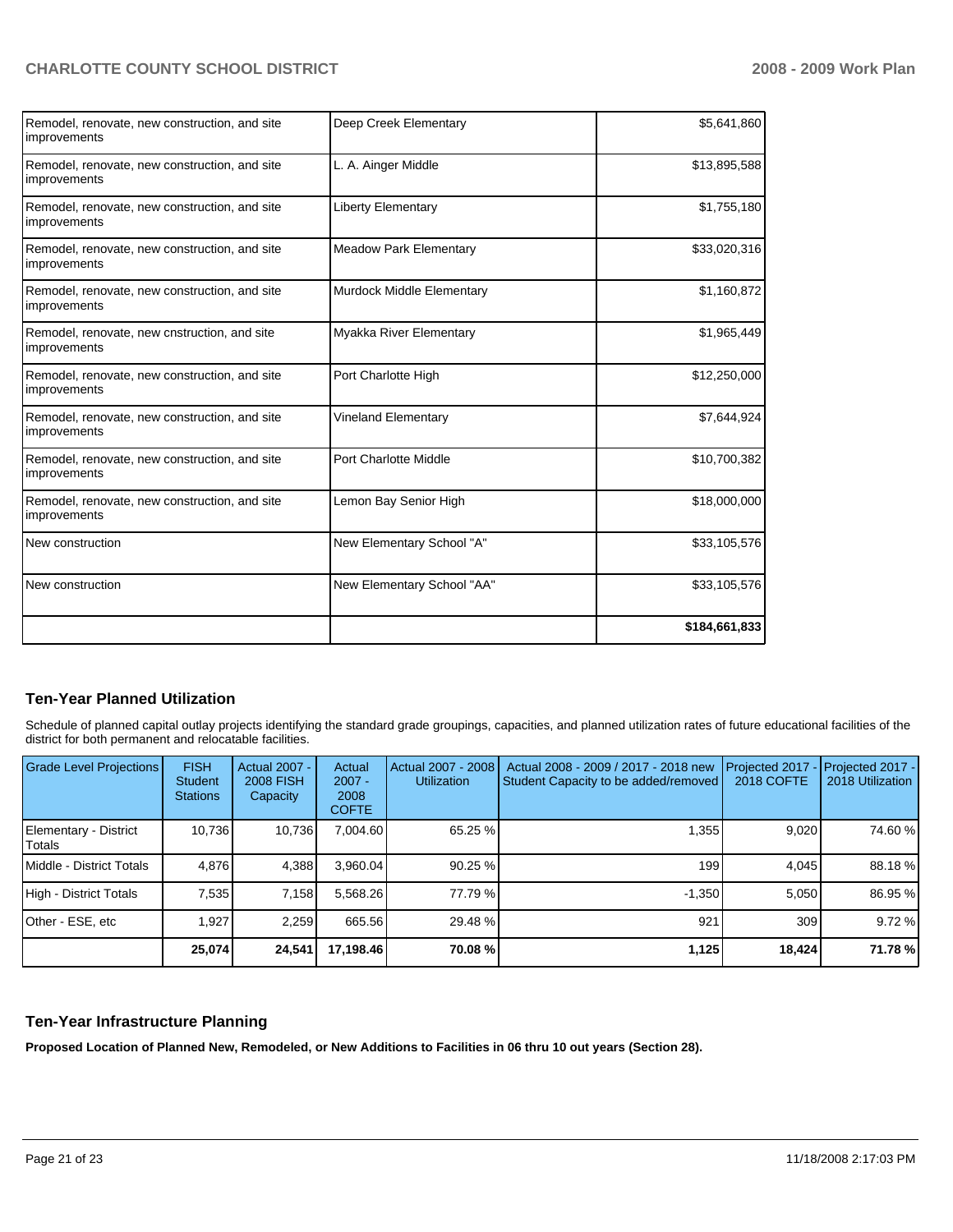| | | |
|---|---|---|
| Remodel, renovate, new construction, and site improvements | Deep Creek Elementary | $5,641,860 |
| Remodel, renovate, new construction, and site improvements | L. A. Ainger Middle | $13,895,588 |
| Remodel, renovate, new construction, and site improvements | Liberty Elementary | $1,755,180 |
| Remodel, renovate, new construction, and site improvements | Meadow Park Elementary | $33,020,316 |
| Remodel, renovate, new construction, and site improvements | Murdock Middle Elementary | $1,160,872 |
| Remodel, renovate, new cnstruction, and site improvements | Myakka River Elementary | $1,965,449 |
| Remodel, renovate, new construction, and site improvements | Port Charlotte High | $12,250,000 |
| Remodel, renovate, new construction, and site improvements | Vineland Elementary | $7,644,924 |
| Remodel, renovate, new construction, and site improvements | Port Charlotte Middle | $10,700,382 |
| Remodel, renovate, new construction, and site improvements | Lemon Bay Senior High | $18,000,000 |
| New construction | New Elementary School "A" | $33,105,576 |
| New construction | New Elementary School "AA" | $33,105,576 |
| | | **$184,661,833** |

## Ten-Year Planned Utilization

Schedule of planned capital outlay projects identifying the standard grade groupings, capacities, and planned utilization rates of future educational facilities of the district for both permanent and relocatable facilities.

| Grade Level Projections | FISH Student Stations | Actual 2007 - 2008 FISH Capacity | Actual 2007 - 2008 COFTE | Actual 2007 - 2008 Utilization | Actual 2008 - 2009 / 2017 - 2018 new Student Capacity to be added/removed | Projected 2017 - 2018 COFTE | Projected 2017 - 2018 Utilization |
|---|---|---|---|---|---|---|---|
| Elementary - District Totals | 10,736 | 10,736 | 7,004.60 | 65.25 % | 1,355 | 9,020 | 74.60 % |
| Middle - District Totals | 4,876 | 4,388 | 3,960.04 | 90.25 % | 199 | 4,045 | 88.18 % |
| High - District Totals | 7,535 | 7,158 | 5,568.26 | 77.79 % | -1,350 | 5,050 | 86.95 % |
| Other - ESE, etc | 1,927 | 2,259 | 665.56 | 29.48 % | 921 | 309 | 9.72 % |
| | **25,074** | **24,541** | **17,198.46** | **70.08 %** | **1,125** | **18,424** | **71.78 %** |

## Ten-Year Infrastructure Planning

**Proposed Location of Planned New, Remodeled, or New Additions to Facilities in 06 thru 10 out years (Section 28).**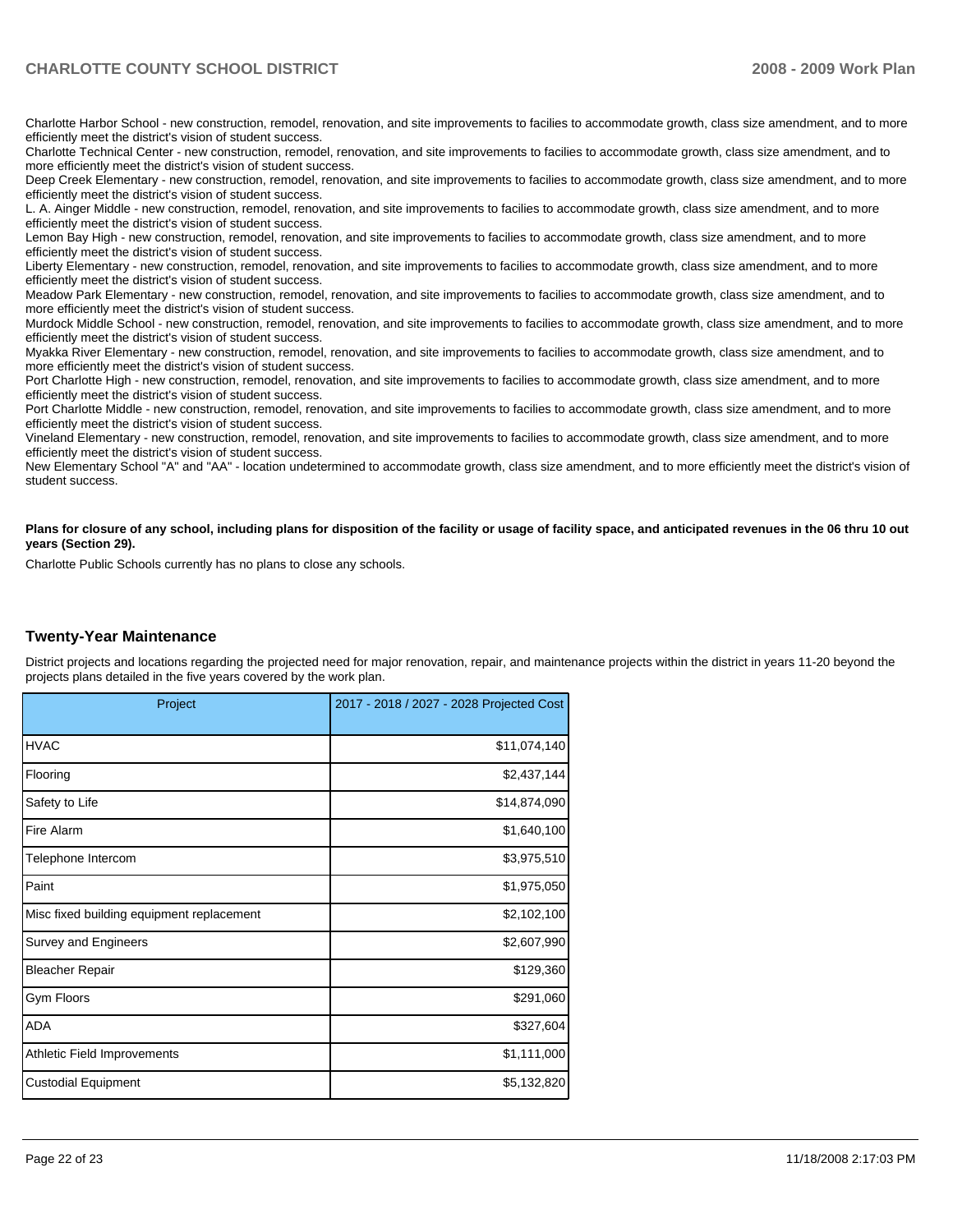Charlotte Harbor School - new construction, remodel, renovation, and site improvements to facilies to accommodate growth, class size amendment, and to more efficiently meet the district's vision of student success.
Charlotte Technical Center - new construction, remodel, renovation, and site improvements to facilies to accommodate growth, class size amendment, and to more efficiently meet the district's vision of student success.
Deep Creek Elementary - new construction, remodel, renovation, and site improvements to facilies to accommodate growth, class size amendment, and to more efficiently meet the district's vision of student success.
L. A. Ainger Middle - new construction, remodel, renovation, and site improvements to facilies to accommodate growth, class size amendment, and to more efficiently meet the district's vision of student success.
Lemon Bay High - new construction, remodel, renovation, and site improvements to facilies to accommodate growth, class size amendment, and to more efficiently meet the district's vision of student success.
Liberty Elementary - new construction, remodel, renovation, and site improvements to facilies to accommodate growth, class size amendment, and to more efficiently meet the district's vision of student success.
Meadow Park Elementary - new construction, remodel, renovation, and site improvements to facilies to accommodate growth, class size amendment, and to more efficiently meet the district's vision of student success.
Murdock Middle School - new construction, remodel, renovation, and site improvements to facilies to accommodate growth, class size amendment, and to more efficiently meet the district's vision of student success.
Myakka River Elementary - new construction, remodel, renovation, and site improvements to facilies to accommodate growth, class size amendment, and to more efficiently meet the district's vision of student success.
Port Charlotte High - new construction, remodel, renovation, and site improvements to facilies to accommodate growth, class size amendment, and to more efficiently meet the district's vision of student success.
Port Charlotte Middle - new construction, remodel, renovation, and site improvements to facilies to accommodate growth, class size amendment, and to more efficiently meet the district's vision of student success.
Vineland Elementary - new construction, remodel, renovation, and site improvements to facilies to accommodate growth, class size amendment, and to more efficiently meet the district's vision of student success.
New Elementary School "A" and "AA" - location undetermined to accommodate growth, class size amendment, and to more efficiently meet the district's vision of student success.

**Plans for closure of any school, including plans for disposition of the facility or usage of facility space, and anticipated revenues in the 06 thru 10 out years (Section 29).**

Charlotte Public Schools currently has no plans to close any schools.

## Twenty-Year Maintenance

District projects and locations regarding the projected need for major renovation, repair, and maintenance projects within the district in years 11-20 beyond the projects plans detailed in the five years covered by the work plan.

| Project | 2017 - 2018 / 2027 - 2028 Projected Cost |
|---|---|
| HVAC | $11,074,140 |
| Flooring | $2,437,144 |
| Safety to Life | $14,874,090 |
| Fire Alarm | $1,640,100 |
| Telephone Intercom | $3,975,510 |
| Paint | $1,975,050 |
| Misc fixed building equipment replacement | $2,102,100 |
| Survey and Engineers | $2,607,990 |
| Bleacher Repair | $129,360 |
| Gym Floors | $291,060 |
| ADA | $327,604 |
| Athletic Field Improvements | $1,111,000 |
| Custodial Equipment | $5,132,820 |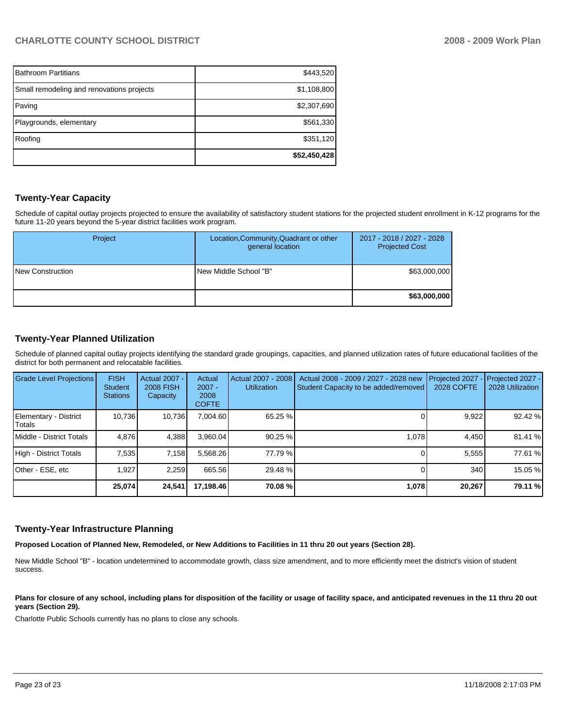| | |
|---|---|
| Bathroom Partitians | $443,520 |
| Small remodeling and renovations projects | $1,108,800 |
| Paving | $2,307,690 |
| Playgrounds, elementary | $561,330 |
| Roofing | $351,120 |
| | **$52,450,428** |

## Twenty-Year Capacity

Schedule of capital outlay projects projected to ensure the availability of satisfactory student stations for the projected student enrollment in K-12 programs for the future 11-20 years beyond the 5-year district facilities work program.

| Project | Location,Community,Quadrant or other general location | 2017 - 2018 / 2027 - 2028 Projected Cost |
|---|---|---|
| New Construction | New Middle School "B" | $63,000,000 |
| | | **$63,000,000** |

## Twenty-Year Planned Utilization

Schedule of planned capital outlay projects identifying the standard grade groupings, capacities, and planned utilization rates of future educational facilities of the district for both permanent and relocatable facilities.

| Grade Level Projections | FISH Student Stations | Actual 2007 - 2008 FISH Capacity | Actual 2007 - 2008 COFTE | Actual 2007 - 2008 Utilization | Actual 2008 - 2009 / 2027 - 2028 new Student Capacity to be added/removed | Projected 2027 - 2028 COFTE | Projected 2027 - 2028 Utilization |
|---|---|---|---|---|---|---|---|
| Elementary - District Totals | 10,736 | 10,736 | 7,004.60 | 65.25 % | 0 | 9,922 | 92.42 % |
| Middle - District Totals | 4,876 | 4,388 | 3,960.04 | 90.25 % | 1,078 | 4,450 | 81.41 % |
| High - District Totals | 7,535 | 7,158 | 5,568.26 | 77.79 % | 0 | 5,555 | 77.61 % |
| Other - ESE, etc | 1,927 | 2,259 | 665.56 | 29.48 % | 0 | 340 | 15.05 % |
| | **25,074** | **24,541** | **17,198.46** | **70.08 %** | **1,078** | **20,267** | **79.11 %** |

## Twenty-Year Infrastructure Planning

**Proposed Location of Planned New, Remodeled, or New Additions to Facilities in 11 thru 20 out years (Section 28).**

New Middle School "B" - location undetermined to accommodate growth, class size amendment, and to more efficiently meet the district's vision of student success.

**Plans for closure of any school, including plans for disposition of the facility or usage of facility space, and anticipated revenues in the 11 thru 20 out years (Section 29).**

Charlotte Public Schools currently has no plans to close any schools.